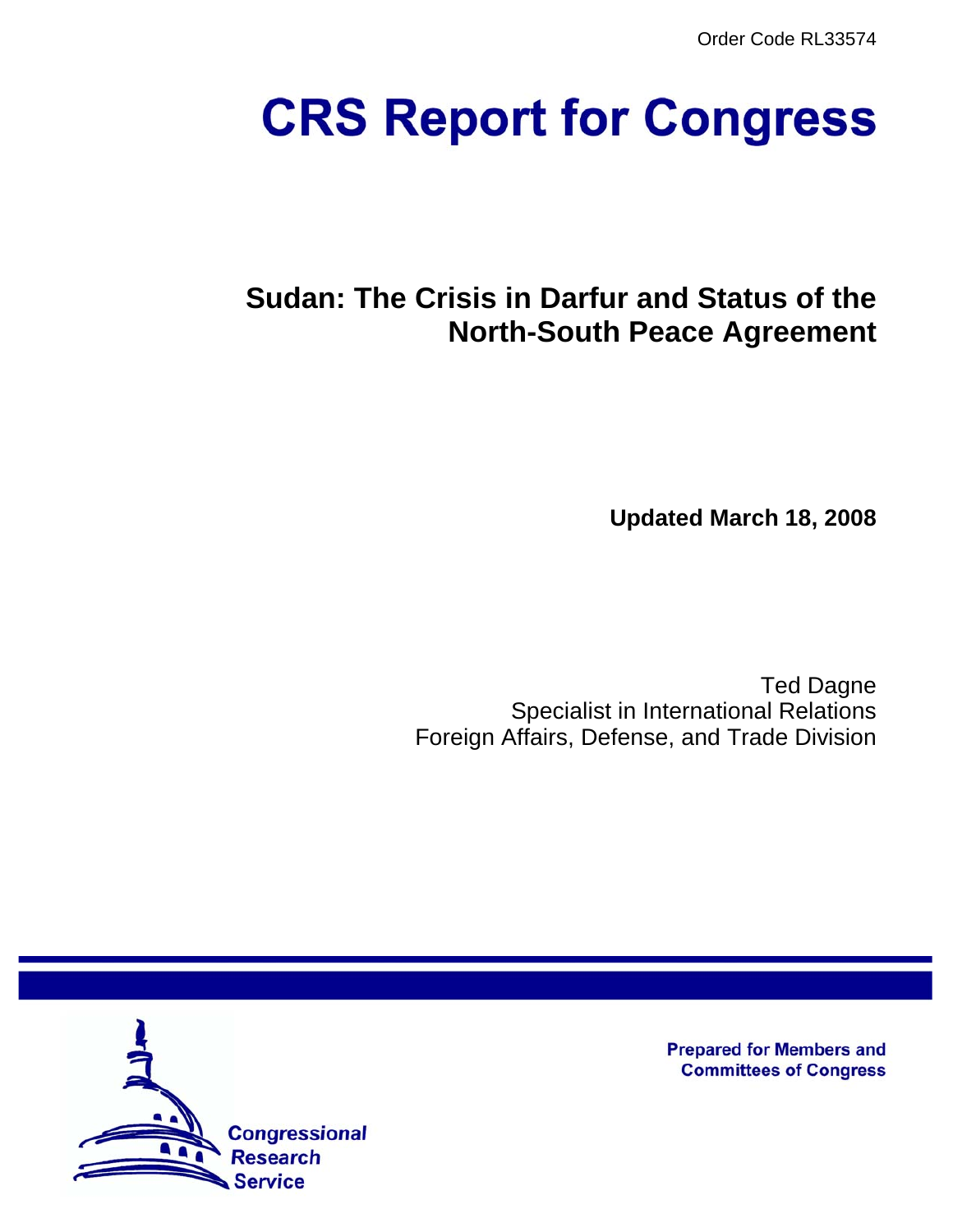Order Code RL33574

# CRS Report for Congress

## Sudan: The Crisis in Darfur and Status of the North-South Peace Agreement

**Updated March 18, 2008**

Ted Dagne
Specialist in International Relations
Foreign Affairs, Defense, and Trade Division

Prepared for Members and Committees of Congress

Congressional Research Service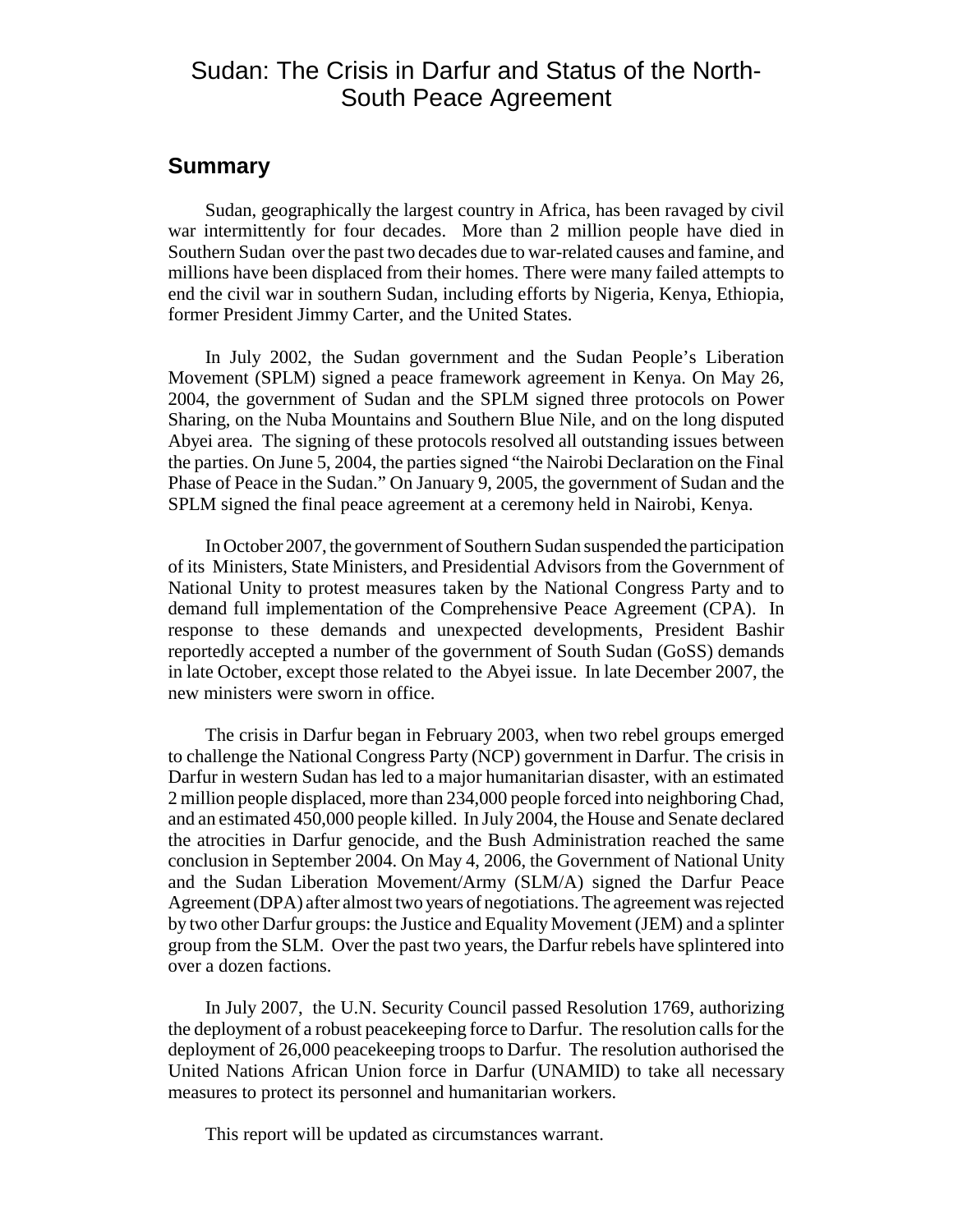# Sudan: The Crisis in Darfur and Status of the North-South Peace Agreement

## Summary

Sudan, geographically the largest country in Africa, has been ravaged by civil war intermittently for four decades. More than 2 million people have died in Southern Sudan over the past two decades due to war-related causes and famine, and millions have been displaced from their homes. There were many failed attempts to end the civil war in southern Sudan, including efforts by Nigeria, Kenya, Ethiopia, former President Jimmy Carter, and the United States.

In July 2002, the Sudan government and the Sudan People's Liberation Movement (SPLM) signed a peace framework agreement in Kenya. On May 26, 2004, the government of Sudan and the SPLM signed three protocols on Power Sharing, on the Nuba Mountains and Southern Blue Nile, and on the long disputed Abyei area. The signing of these protocols resolved all outstanding issues between the parties. On June 5, 2004, the parties signed "the Nairobi Declaration on the Final Phase of Peace in the Sudan." On January 9, 2005, the government of Sudan and the SPLM signed the final peace agreement at a ceremony held in Nairobi, Kenya.

In October 2007, the government of Southern Sudan suspended the participation of its Ministers, State Ministers, and Presidential Advisors from the Government of National Unity to protest measures taken by the National Congress Party and to demand full implementation of the Comprehensive Peace Agreement (CPA). In response to these demands and unexpected developments, President Bashir reportedly accepted a number of the government of South Sudan (GoSS) demands in late October, except those related to the Abyei issue. In late December 2007, the new ministers were sworn in office.

The crisis in Darfur began in February 2003, when two rebel groups emerged to challenge the National Congress Party (NCP) government in Darfur. The crisis in Darfur in western Sudan has led to a major humanitarian disaster, with an estimated 2 million people displaced, more than 234,000 people forced into neighboring Chad, and an estimated 450,000 people killed. In July 2004, the House and Senate declared the atrocities in Darfur genocide, and the Bush Administration reached the same conclusion in September 2004. On May 4, 2006, the Government of National Unity and the Sudan Liberation Movement/Army (SLM/A) signed the Darfur Peace Agreement (DPA) after almost two years of negotiations. The agreement was rejected by two other Darfur groups: the Justice and Equality Movement (JEM) and a splinter group from the SLM. Over the past two years, the Darfur rebels have splintered into over a dozen factions.

In July 2007, the U.N. Security Council passed Resolution 1769, authorizing the deployment of a robust peacekeeping force to Darfur. The resolution calls for the deployment of 26,000 peacekeeping troops to Darfur. The resolution authorised the United Nations African Union force in Darfur (UNAMID) to take all necessary measures to protect its personnel and humanitarian workers.

This report will be updated as circumstances warrant.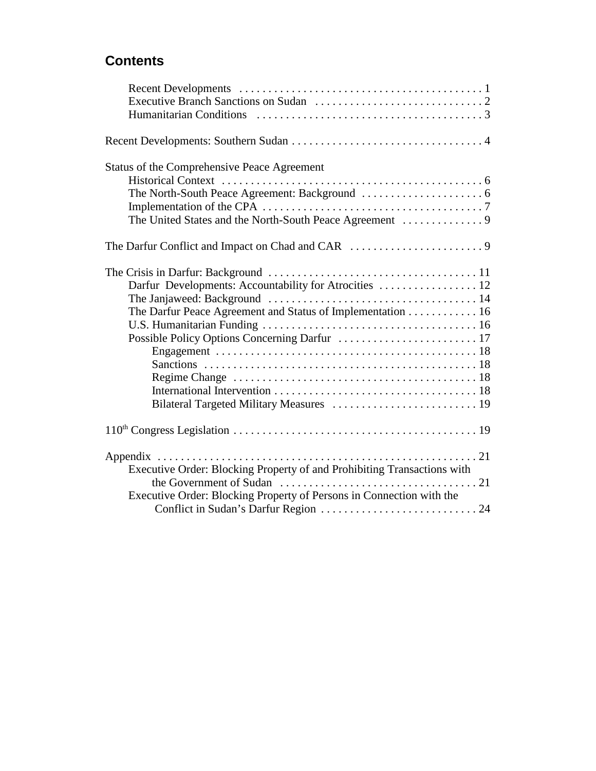## Contents

- Recent Developments . . . . . . . . . . 1
- Executive Branch Sanctions on Sudan . . . . . . . . . . 2
- Humanitarian Conditions . . . . . . . . . . 3

Recent Developments: Southern Sudan . . . . . . . . . . 4

Status of the Comprehensive Peace Agreement

- Historical Context . . . . . . . . . . 6
- The North-South Peace Agreement: Background . . . . . . . . . . 6
- Implementation of the CPA . . . . . . . . . . 7
- The United States and the North-South Peace Agreement . . . . . . . . . . 9

The Darfur Conflict and Impact on Chad and CAR . . . . . . . . . . 9

The Crisis in Darfur: Background . . . . . . . . . . 11

- Darfur Developments: Accountability for Atrocities . . . . . . . . . . 12
- The Janjaweed: Background . . . . . . . . . . 14
- The Darfur Peace Agreement and Status of Implementation . . . . . . . . . . 16
- U.S. Humanitarian Funding . . . . . . . . . . 16
- Possible Policy Options Concerning Darfur . . . . . . . . . . 17
  - Engagement . . . . . . . . . . 18
  - Sanctions . . . . . . . . . . 18
  - Regime Change . . . . . . . . . . 18
  - International Intervention . . . . . . . . . . 18
  - Bilateral Targeted Military Measures . . . . . . . . . . 19

110th Congress Legislation . . . . . . . . . . 19

Appendix . . . . . . . . . . 21

- Executive Order: Blocking Property of and Prohibiting Transactions with the Government of Sudan . . . . . . . . . . 21
- Executive Order: Blocking Property of Persons in Connection with the Conflict in Sudan's Darfur Region . . . . . . . . . . 24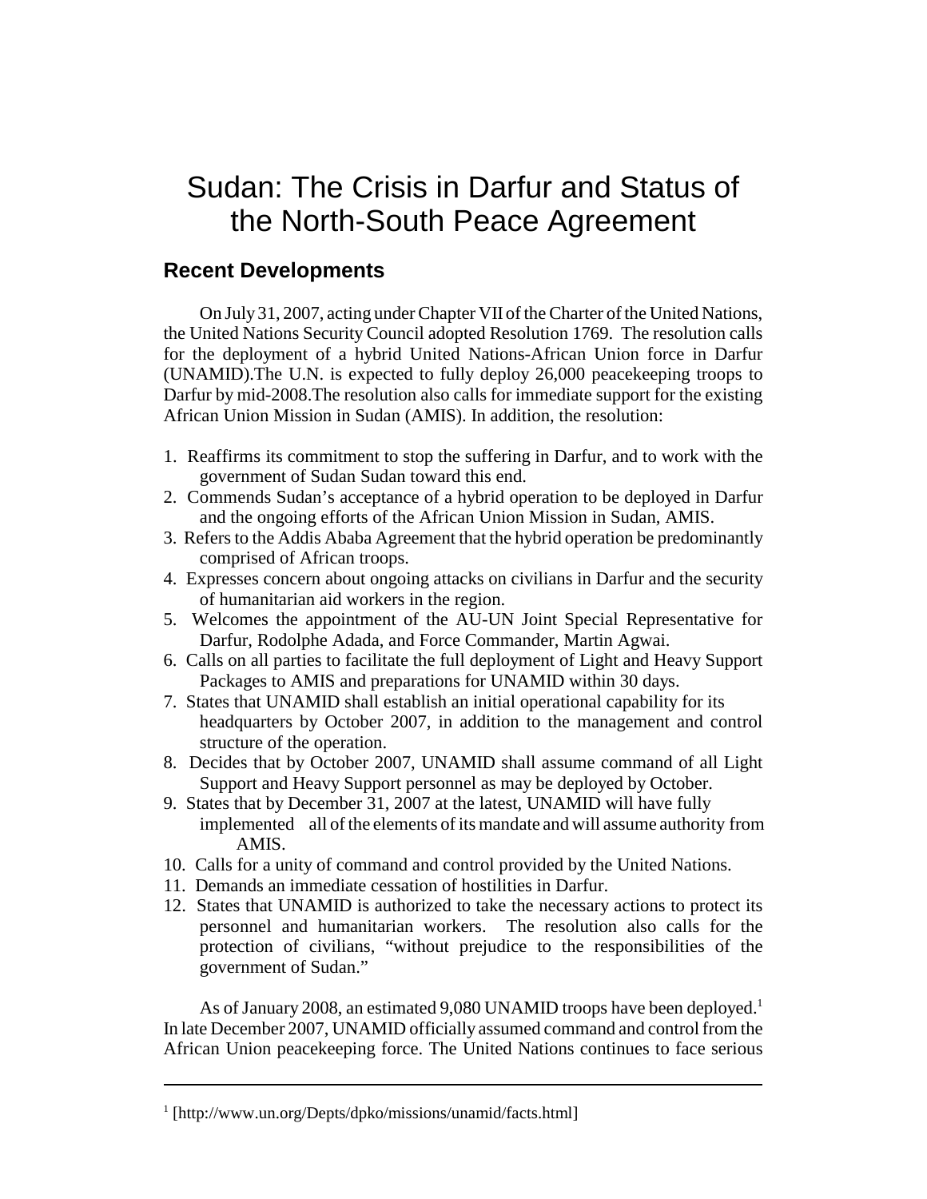# Sudan: The Crisis in Darfur and Status of the North-South Peace Agreement

## Recent Developments

On July 31, 2007, acting under Chapter VII of the Charter of the United Nations, the United Nations Security Council adopted Resolution 1769. The resolution calls for the deployment of a hybrid United Nations-African Union force in Darfur (UNAMID).The U.N. is expected to fully deploy 26,000 peacekeeping troops to Darfur by mid-2008.The resolution also calls for immediate support for the existing African Union Mission in Sudan (AMIS). In addition, the resolution:

1. Reaffirms its commitment to stop the suffering in Darfur, and to work with the government of Sudan Sudan toward this end.
2. Commends Sudan's acceptance of a hybrid operation to be deployed in Darfur and the ongoing efforts of the African Union Mission in Sudan, AMIS.
3. Refers to the Addis Ababa Agreement that the hybrid operation be predominantly comprised of African troops.
4. Expresses concern about ongoing attacks on civilians in Darfur and the security of humanitarian aid workers in the region.
5. Welcomes the appointment of the AU-UN Joint Special Representative for Darfur, Rodolphe Adada, and Force Commander, Martin Agwai.
6. Calls on all parties to facilitate the full deployment of Light and Heavy Support Packages to AMIS and preparations for UNAMID within 30 days.
7. States that UNAMID shall establish an initial operational capability for its headquarters by October 2007, in addition to the management and control structure of the operation.
8. Decides that by October 2007, UNAMID shall assume command of all Light Support and Heavy Support personnel as may be deployed by October.
9. States that by December 31, 2007 at the latest, UNAMID will have fully implemented all of the elements of its mandate and will assume authority from AMIS.
10. Calls for a unity of command and control provided by the United Nations.
11. Demands an immediate cessation of hostilities in Darfur.
12. States that UNAMID is authorized to take the necessary actions to protect its personnel and humanitarian workers. The resolution also calls for the protection of civilians, "without prejudice to the responsibilities of the government of Sudan."

As of January 2008, an estimated 9,080 UNAMID troops have been deployed.[1] In late December 2007, UNAMID officially assumed command and control from the African Union peacekeeping force. The United Nations continues to face serious

[1] [http://www.un.org/Depts/dpko/missions/unamid/facts.html]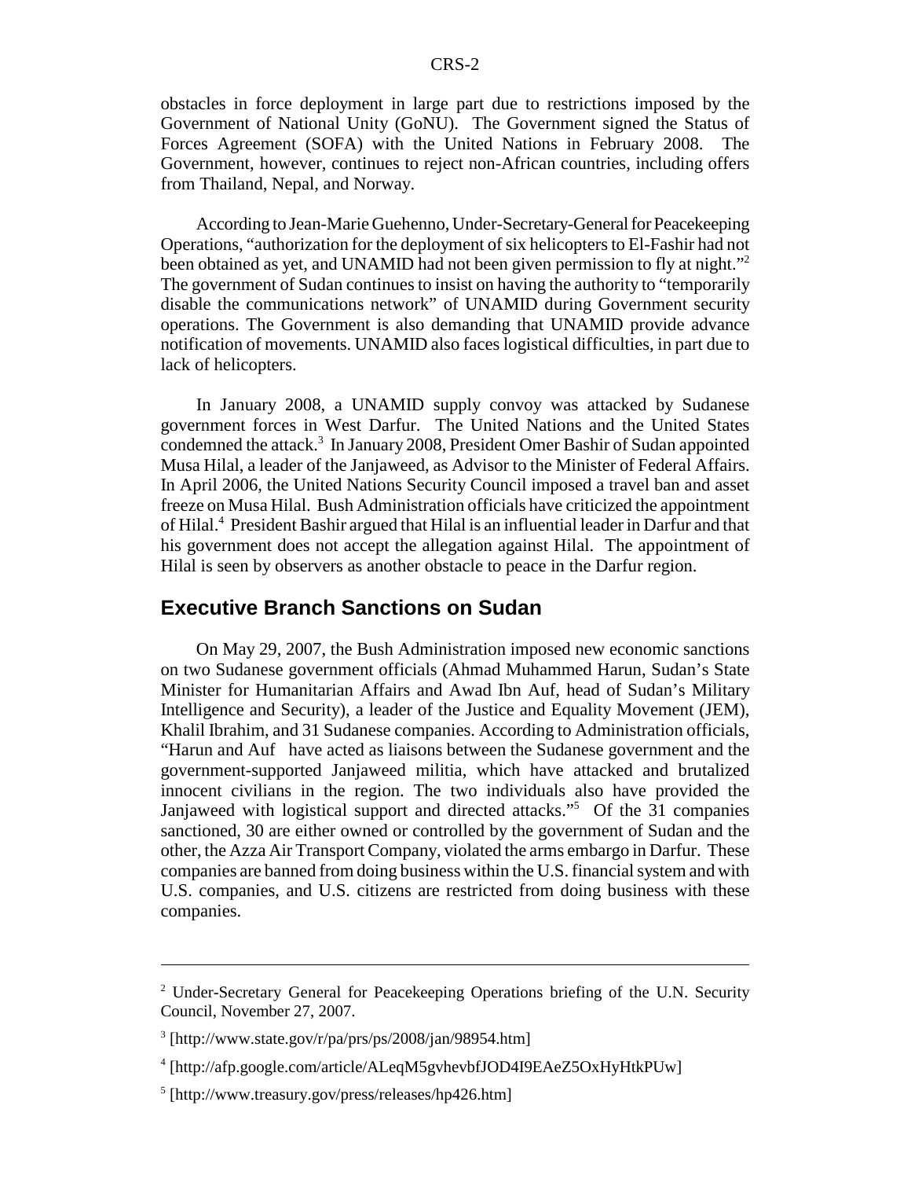obstacles in force deployment in large part due to restrictions imposed by the Government of National Unity (GoNU). The Government signed the Status of Forces Agreement (SOFA) with the United Nations in February 2008. The Government, however, continues to reject non-African countries, including offers from Thailand, Nepal, and Norway.

According to Jean-Marie Guehenno, Under-Secretary-General for Peacekeeping Operations, "authorization for the deployment of six helicopters to El-Fashir had not been obtained as yet, and UNAMID had not been given permission to fly at night."[2] The government of Sudan continues to insist on having the authority to "temporarily disable the communications network" of UNAMID during Government security operations. The Government is also demanding that UNAMID provide advance notification of movements. UNAMID also faces logistical difficulties, in part due to lack of helicopters.

In January 2008, a UNAMID supply convoy was attacked by Sudanese government forces in West Darfur. The United Nations and the United States condemned the attack.[3] In January 2008, President Omer Bashir of Sudan appointed Musa Hilal, a leader of the Janjaweed, as Advisor to the Minister of Federal Affairs. In April 2006, the United Nations Security Council imposed a travel ban and asset freeze on Musa Hilal. Bush Administration officials have criticized the appointment of Hilal.[4] President Bashir argued that Hilal is an influential leader in Darfur and that his government does not accept the allegation against Hilal. The appointment of Hilal is seen by observers as another obstacle to peace in the Darfur region.

## Executive Branch Sanctions on Sudan

On May 29, 2007, the Bush Administration imposed new economic sanctions on two Sudanese government officials (Ahmad Muhammed Harun, Sudan's State Minister for Humanitarian Affairs and Awad Ibn Auf, head of Sudan's Military Intelligence and Security), a leader of the Justice and Equality Movement (JEM), Khalil Ibrahim, and 31 Sudanese companies. According to Administration officials, "Harun and Auf have acted as liaisons between the Sudanese government and the government-supported Janjaweed militia, which have attacked and brutalized innocent civilians in the region. The two individuals also have provided the Janjaweed with logistical support and directed attacks."[5] Of the 31 companies sanctioned, 30 are either owned or controlled by the government of Sudan and the other, the Azza Air Transport Company, violated the arms embargo in Darfur. These companies are banned from doing business within the U.S. financial system and with U.S. companies, and U.S. citizens are restricted from doing business with these companies.

---

[2] Under-Secretary General for Peacekeeping Operations briefing of the U.N. Security Council, November 27, 2007.

[3] [http://www.state.gov/r/pa/prs/ps/2008/jan/98954.htm]

[4] [http://afp.google.com/article/ALeqM5gvhevbfJOD4I9EAeZ5OxHyHtkPUw]

[5] [http://www.treasury.gov/press/releases/hp426.htm]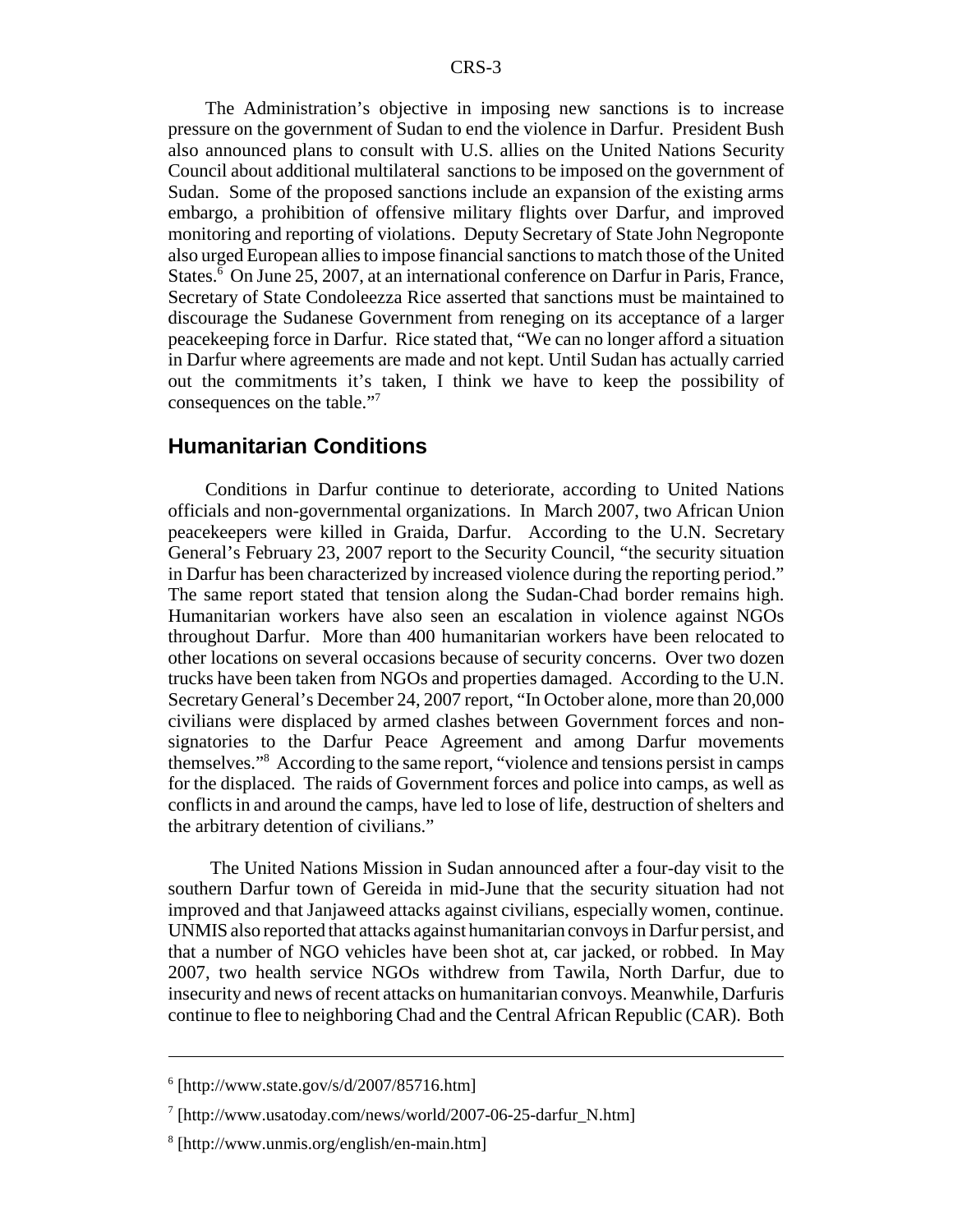The Administration's objective in imposing new sanctions is to increase pressure on the government of Sudan to end the violence in Darfur. President Bush also announced plans to consult with U.S. allies on the United Nations Security Council about additional multilateral sanctions to be imposed on the government of Sudan. Some of the proposed sanctions include an expansion of the existing arms embargo, a prohibition of offensive military flights over Darfur, and improved monitoring and reporting of violations. Deputy Secretary of State John Negroponte also urged European allies to impose financial sanctions to match those of the United States.[6] On June 25, 2007, at an international conference on Darfur in Paris, France, Secretary of State Condoleezza Rice asserted that sanctions must be maintained to discourage the Sudanese Government from reneging on its acceptance of a larger peacekeeping force in Darfur. Rice stated that, "We can no longer afford a situation in Darfur where agreements are made and not kept. Until Sudan has actually carried out the commitments it's taken, I think we have to keep the possibility of consequences on the table."[7]

## Humanitarian Conditions

Conditions in Darfur continue to deteriorate, according to United Nations officials and non-governmental organizations. In March 2007, two African Union peacekeepers were killed in Graida, Darfur. According to the U.N. Secretary General's February 23, 2007 report to the Security Council, "the security situation in Darfur has been characterized by increased violence during the reporting period." The same report stated that tension along the Sudan-Chad border remains high. Humanitarian workers have also seen an escalation in violence against NGOs throughout Darfur. More than 400 humanitarian workers have been relocated to other locations on several occasions because of security concerns. Over two dozen trucks have been taken from NGOs and properties damaged. According to the U.N. Secretary General's December 24, 2007 report, "In October alone, more than 20,000 civilians were displaced by armed clashes between Government forces and non-signatories to the Darfur Peace Agreement and among Darfur movements themselves."[8] According to the same report, "violence and tensions persist in camps for the displaced. The raids of Government forces and police into camps, as well as conflicts in and around the camps, have led to lose of life, destruction of shelters and the arbitrary detention of civilians."

The United Nations Mission in Sudan announced after a four-day visit to the southern Darfur town of Gereida in mid-June that the security situation had not improved and that Janjaweed attacks against civilians, especially women, continue. UNMIS also reported that attacks against humanitarian convoys in Darfur persist, and that a number of NGO vehicles have been shot at, car jacked, or robbed. In May 2007, two health service NGOs withdrew from Tawila, North Darfur, due to insecurity and news of recent attacks on humanitarian convoys. Meanwhile, Darfuris continue to flee to neighboring Chad and the Central African Republic (CAR). Both

---

[6] [http://www.state.gov/s/d/2007/85716.htm]

[7] [http://www.usatoday.com/news/world/2007-06-25-darfur_N.htm]

[8] [http://www.unmis.org/english/en-main.htm]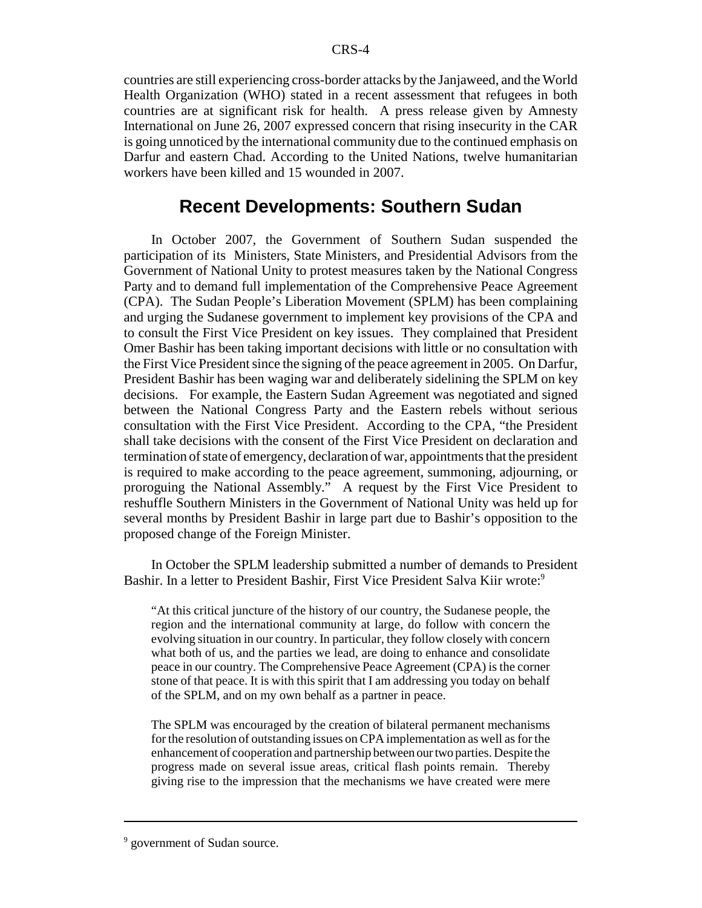countries are still experiencing cross-border attacks by the Janjaweed, and the World Health Organization (WHO) stated in a recent assessment that refugees in both countries are at significant risk for health. A press release given by Amnesty International on June 26, 2007 expressed concern that rising insecurity in the CAR is going unnoticed by the international community due to the continued emphasis on Darfur and eastern Chad. According to the United Nations, twelve humanitarian workers have been killed and 15 wounded in 2007.

## Recent Developments: Southern Sudan

In October 2007, the Government of Southern Sudan suspended the participation of its Ministers, State Ministers, and Presidential Advisors from the Government of National Unity to protest measures taken by the National Congress Party and to demand full implementation of the Comprehensive Peace Agreement (CPA). The Sudan People's Liberation Movement (SPLM) has been complaining and urging the Sudanese government to implement key provisions of the CPA and to consult the First Vice President on key issues. They complained that President Omer Bashir has been taking important decisions with little or no consultation with the First Vice President since the signing of the peace agreement in 2005. On Darfur, President Bashir has been waging war and deliberately sidelining the SPLM on key decisions. For example, the Eastern Sudan Agreement was negotiated and signed between the National Congress Party and the Eastern rebels without serious consultation with the First Vice President. According to the CPA, "the President shall take decisions with the consent of the First Vice President on declaration and termination of state of emergency, declaration of war, appointments that the president is required to make according to the peace agreement, summoning, adjourning, or proroguing the National Assembly." A request by the First Vice President to reshuffle Southern Ministers in the Government of National Unity was held up for several months by President Bashir in large part due to Bashir's opposition to the proposed change of the Foreign Minister.

In October the SPLM leadership submitted a number of demands to President Bashir. In a letter to President Bashir, First Vice President Salva Kiir wrote:[9]

> "At this critical juncture of the history of our country, the Sudanese people, the region and the international community at large, do follow with concern the evolving situation in our country. In particular, they follow closely with concern what both of us, and the parties we lead, are doing to enhance and consolidate peace in our country. The Comprehensive Peace Agreement (CPA) is the corner stone of that peace. It is with this spirit that I am addressing you today on behalf of the SPLM, and on my own behalf as a partner in peace.
>
> The SPLM was encouraged by the creation of bilateral permanent mechanisms for the resolution of outstanding issues on CPA implementation as well as for the enhancement of cooperation and partnership between our two parties. Despite the progress made on several issue areas, critical flash points remain. Thereby giving rise to the impression that the mechanisms we have created were mere

[9] government of Sudan source.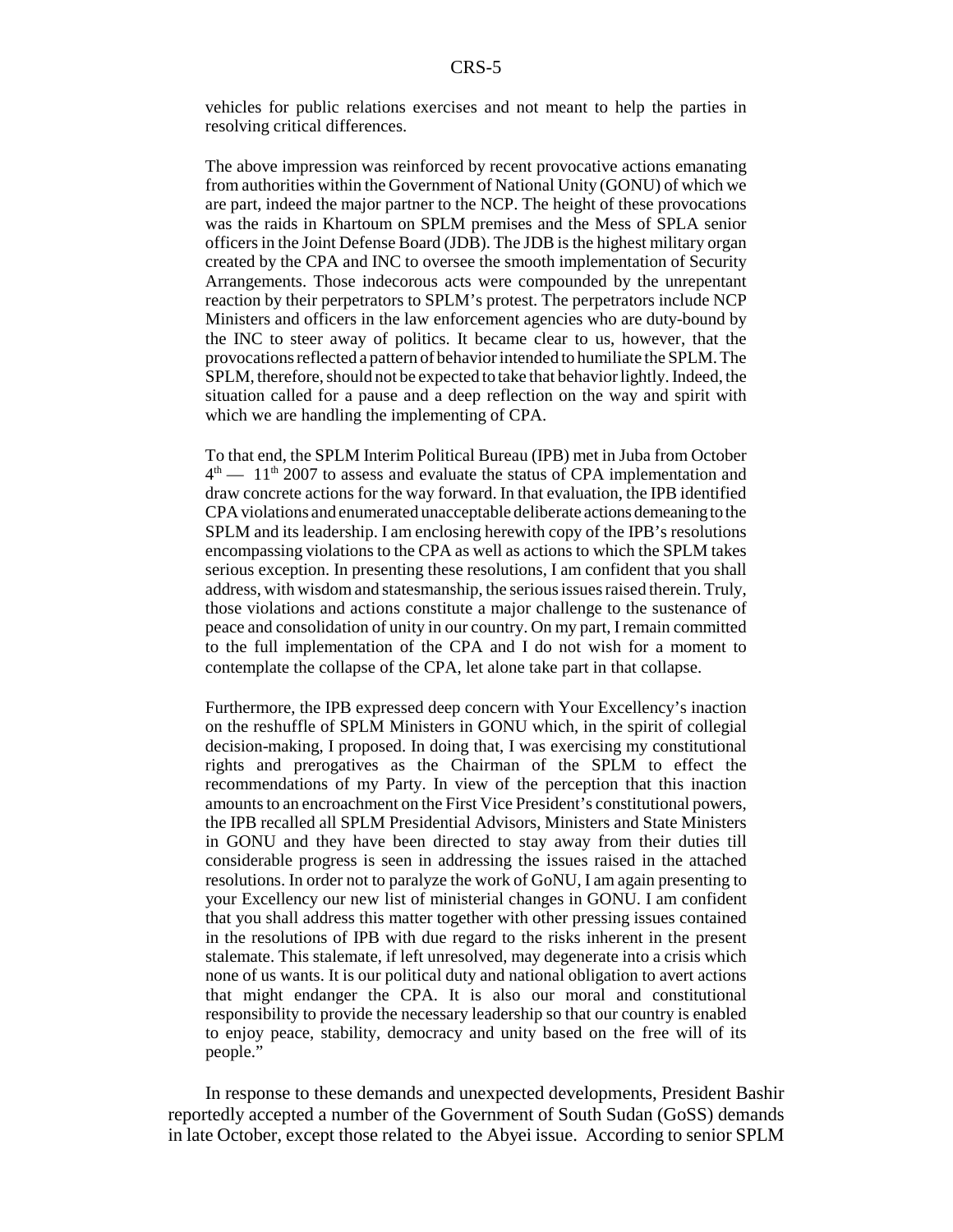vehicles for public relations exercises and not meant to help the parties in resolving critical differences.

The above impression was reinforced by recent provocative actions emanating from authorities within the Government of National Unity (GONU) of which we are part, indeed the major partner to the NCP. The height of these provocations was the raids in Khartoum on SPLM premises and the Mess of SPLA senior officers in the Joint Defense Board (JDB). The JDB is the highest military organ created by the CPA and INC to oversee the smooth implementation of Security Arrangements. Those indecorous acts were compounded by the unrepentant reaction by their perpetrators to SPLM's protest. The perpetrators include NCP Ministers and officers in the law enforcement agencies who are duty-bound by the INC to steer away of politics. It became clear to us, however, that the provocations reflected a pattern of behavior intended to humiliate the SPLM. The SPLM, therefore, should not be expected to take that behavior lightly. Indeed, the situation called for a pause and a deep reflection on the way and spirit with which we are handling the implementing of CPA.

To that end, the SPLM Interim Political Bureau (IPB) met in Juba from October 4th — 11th 2007 to assess and evaluate the status of CPA implementation and draw concrete actions for the way forward. In that evaluation, the IPB identified CPA violations and enumerated unacceptable deliberate actions demeaning to the SPLM and its leadership. I am enclosing herewith copy of the IPB's resolutions encompassing violations to the CPA as well as actions to which the SPLM takes serious exception. In presenting these resolutions, I am confident that you shall address, with wisdom and statesmanship, the serious issues raised therein. Truly, those violations and actions constitute a major challenge to the sustenance of peace and consolidation of unity in our country. On my part, I remain committed to the full implementation of the CPA and I do not wish for a moment to contemplate the collapse of the CPA, let alone take part in that collapse.

Furthermore, the IPB expressed deep concern with Your Excellency's inaction on the reshuffle of SPLM Ministers in GONU which, in the spirit of collegial decision-making, I proposed. In doing that, I was exercising my constitutional rights and prerogatives as the Chairman of the SPLM to effect the recommendations of my Party. In view of the perception that this inaction amounts to an encroachment on the First Vice President's constitutional powers, the IPB recalled all SPLM Presidential Advisors, Ministers and State Ministers in GONU and they have been directed to stay away from their duties till considerable progress is seen in addressing the issues raised in the attached resolutions. In order not to paralyze the work of GoNU, I am again presenting to your Excellency our new list of ministerial changes in GONU. I am confident that you shall address this matter together with other pressing issues contained in the resolutions of IPB with due regard to the risks inherent in the present stalemate. This stalemate, if left unresolved, may degenerate into a crisis which none of us wants. It is our political duty and national obligation to avert actions that might endanger the CPA. It is also our moral and constitutional responsibility to provide the necessary leadership so that our country is enabled to enjoy peace, stability, democracy and unity based on the free will of its people."

In response to these demands and unexpected developments, President Bashir reportedly accepted a number of the Government of South Sudan (GoSS) demands in late October, except those related to the Abyei issue. According to senior SPLM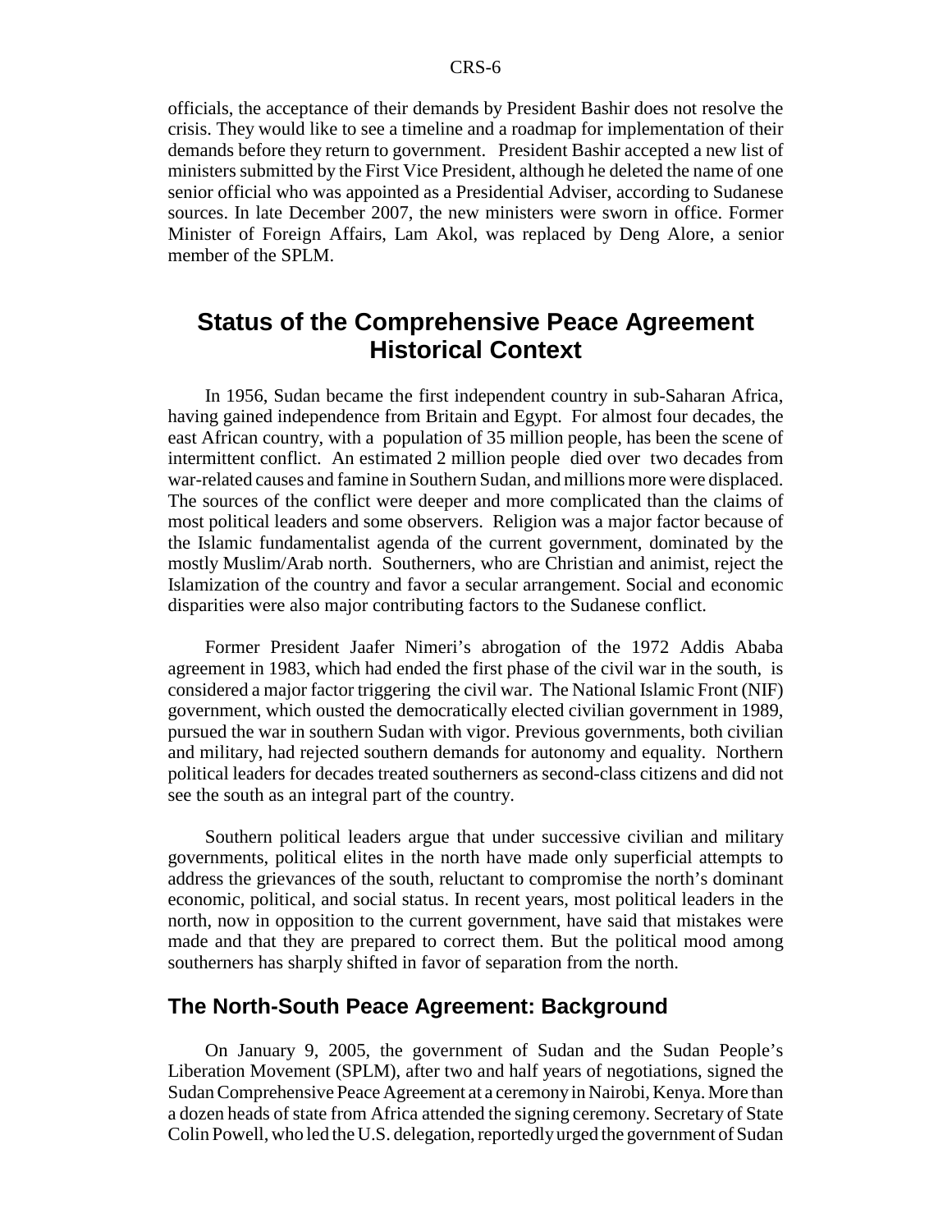officials, the acceptance of their demands by President Bashir does not resolve the crisis. They would like to see a timeline and a roadmap for implementation of their demands before they return to government. President Bashir accepted a new list of ministers submitted by the First Vice President, although he deleted the name of one senior official who was appointed as a Presidential Adviser, according to Sudanese sources. In late December 2007, the new ministers were sworn in office. Former Minister of Foreign Affairs, Lam Akol, was replaced by Deng Alore, a senior member of the SPLM.

## Status of the Comprehensive Peace Agreement Historical Context

In 1956, Sudan became the first independent country in sub-Saharan Africa, having gained independence from Britain and Egypt. For almost four decades, the east African country, with a population of 35 million people, has been the scene of intermittent conflict. An estimated 2 million people died over two decades from war-related causes and famine in Southern Sudan, and millions more were displaced. The sources of the conflict were deeper and more complicated than the claims of most political leaders and some observers. Religion was a major factor because of the Islamic fundamentalist agenda of the current government, dominated by the mostly Muslim/Arab north. Southerners, who are Christian and animist, reject the Islamization of the country and favor a secular arrangement. Social and economic disparities were also major contributing factors to the Sudanese conflict.

Former President Jaafer Nimeri's abrogation of the 1972 Addis Ababa agreement in 1983, which had ended the first phase of the civil war in the south, is considered a major factor triggering the civil war. The National Islamic Front (NIF) government, which ousted the democratically elected civilian government in 1989, pursued the war in southern Sudan with vigor. Previous governments, both civilian and military, had rejected southern demands for autonomy and equality. Northern political leaders for decades treated southerners as second-class citizens and did not see the south as an integral part of the country.

Southern political leaders argue that under successive civilian and military governments, political elites in the north have made only superficial attempts to address the grievances of the south, reluctant to compromise the north's dominant economic, political, and social status. In recent years, most political leaders in the north, now in opposition to the current government, have said that mistakes were made and that they are prepared to correct them. But the political mood among southerners has sharply shifted in favor of separation from the north.

### The North-South Peace Agreement: Background

On January 9, 2005, the government of Sudan and the Sudan People's Liberation Movement (SPLM), after two and half years of negotiations, signed the Sudan Comprehensive Peace Agreement at a ceremony in Nairobi, Kenya. More than a dozen heads of state from Africa attended the signing ceremony. Secretary of State Colin Powell, who led the U.S. delegation, reportedly urged the government of Sudan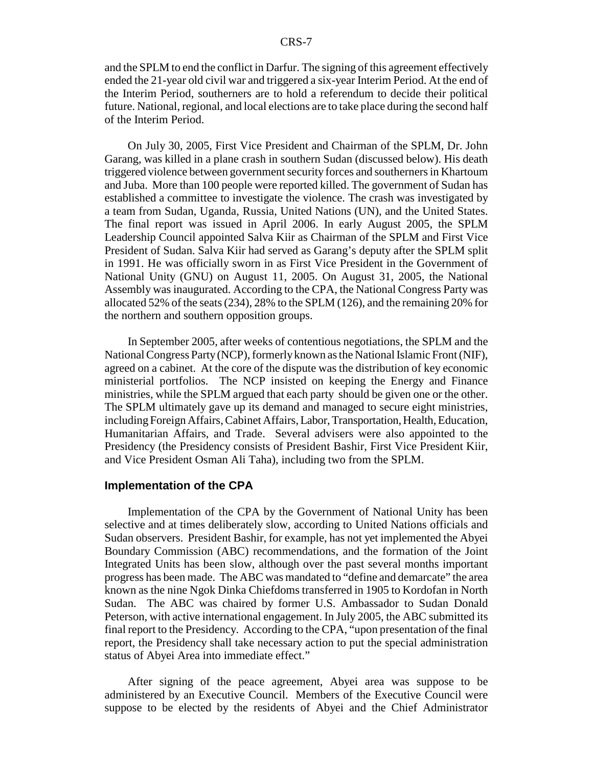and the SPLM to end the conflict in Darfur. The signing of this agreement effectively ended the 21-year old civil war and triggered a six-year Interim Period. At the end of the Interim Period, southerners are to hold a referendum to decide their political future. National, regional, and local elections are to take place during the second half of the Interim Period.

On July 30, 2005, First Vice President and Chairman of the SPLM, Dr. John Garang, was killed in a plane crash in southern Sudan (discussed below). His death triggered violence between government security forces and southerners in Khartoum and Juba. More than 100 people were reported killed. The government of Sudan has established a committee to investigate the violence. The crash was investigated by a team from Sudan, Uganda, Russia, United Nations (UN), and the United States. The final report was issued in April 2006. In early August 2005, the SPLM Leadership Council appointed Salva Kiir as Chairman of the SPLM and First Vice President of Sudan. Salva Kiir had served as Garang's deputy after the SPLM split in 1991. He was officially sworn in as First Vice President in the Government of National Unity (GNU) on August 11, 2005. On August 31, 2005, the National Assembly was inaugurated. According to the CPA, the National Congress Party was allocated 52% of the seats (234), 28% to the SPLM (126), and the remaining 20% for the northern and southern opposition groups.

In September 2005, after weeks of contentious negotiations, the SPLM and the National Congress Party (NCP), formerly known as the National Islamic Front (NIF), agreed on a cabinet. At the core of the dispute was the distribution of key economic ministerial portfolios. The NCP insisted on keeping the Energy and Finance ministries, while the SPLM argued that each party should be given one or the other. The SPLM ultimately gave up its demand and managed to secure eight ministries, including Foreign Affairs, Cabinet Affairs, Labor, Transportation, Health, Education, Humanitarian Affairs, and Trade. Several advisers were also appointed to the Presidency (the Presidency consists of President Bashir, First Vice President Kiir, and Vice President Osman Ali Taha), including two from the SPLM.

## Implementation of the CPA

Implementation of the CPA by the Government of National Unity has been selective and at times deliberately slow, according to United Nations officials and Sudan observers. President Bashir, for example, has not yet implemented the Abyei Boundary Commission (ABC) recommendations, and the formation of the Joint Integrated Units has been slow, although over the past several months important progress has been made. The ABC was mandated to "define and demarcate" the area known as the nine Ngok Dinka Chiefdoms transferred in 1905 to Kordofan in North Sudan. The ABC was chaired by former U.S. Ambassador to Sudan Donald Peterson, with active international engagement. In July 2005, the ABC submitted its final report to the Presidency. According to the CPA, "upon presentation of the final report, the Presidency shall take necessary action to put the special administration status of Abyei Area into immediate effect."

After signing of the peace agreement, Abyei area was suppose to be administered by an Executive Council. Members of the Executive Council were suppose to be elected by the residents of Abyei and the Chief Administrator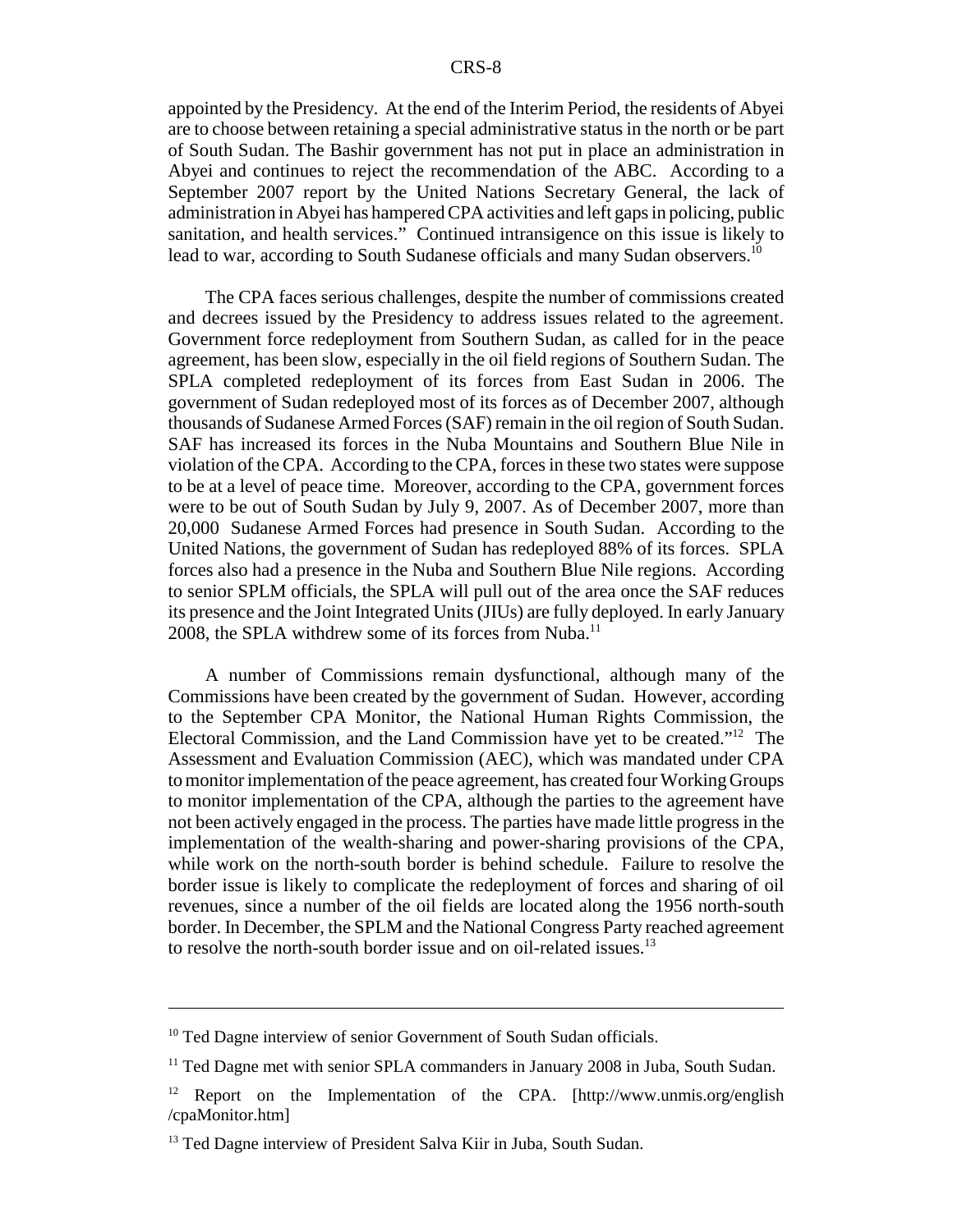appointed by the Presidency. At the end of the Interim Period, the residents of Abyei are to choose between retaining a special administrative status in the north or be part of South Sudan. The Bashir government has not put in place an administration in Abyei and continues to reject the recommendation of the ABC. According to a September 2007 report by the United Nations Secretary General, the lack of administration in Abyei has hampered CPA activities and left gaps in policing, public sanitation, and health services." Continued intransigence on this issue is likely to lead to war, according to South Sudanese officials and many Sudan observers.[10]

The CPA faces serious challenges, despite the number of commissions created and decrees issued by the Presidency to address issues related to the agreement. Government force redeployment from Southern Sudan, as called for in the peace agreement, has been slow, especially in the oil field regions of Southern Sudan. The SPLA completed redeployment of its forces from East Sudan in 2006. The government of Sudan redeployed most of its forces as of December 2007, although thousands of Sudanese Armed Forces (SAF) remain in the oil region of South Sudan. SAF has increased its forces in the Nuba Mountains and Southern Blue Nile in violation of the CPA. According to the CPA, forces in these two states were suppose to be at a level of peace time. Moreover, according to the CPA, government forces were to be out of South Sudan by July 9, 2007. As of December 2007, more than 20,000 Sudanese Armed Forces had presence in South Sudan. According to the United Nations, the government of Sudan has redeployed 88% of its forces. SPLA forces also had a presence in the Nuba and Southern Blue Nile regions. According to senior SPLM officials, the SPLA will pull out of the area once the SAF reduces its presence and the Joint Integrated Units (JIUs) are fully deployed. In early January 2008, the SPLA withdrew some of its forces from Nuba.[11]

A number of Commissions remain dysfunctional, although many of the Commissions have been created by the government of Sudan. However, according to the September CPA Monitor, the National Human Rights Commission, the Electoral Commission, and the Land Commission have yet to be created."[12] The Assessment and Evaluation Commission (AEC), which was mandated under CPA to monitor implementation of the peace agreement, has created four Working Groups to monitor implementation of the CPA, although the parties to the agreement have not been actively engaged in the process. The parties have made little progress in the implementation of the wealth-sharing and power-sharing provisions of the CPA, while work on the north-south border is behind schedule. Failure to resolve the border issue is likely to complicate the redeployment of forces and sharing of oil revenues, since a number of the oil fields are located along the 1956 north-south border. In December, the SPLM and the National Congress Party reached agreement to resolve the north-south border issue and on oil-related issues.[13]

---

[10] Ted Dagne interview of senior Government of South Sudan officials.

[11] Ted Dagne met with senior SPLA commanders in January 2008 in Juba, South Sudan.

[12] Report on the Implementation of the CPA. [http://www.unmis.org/english/cpaMonitor.htm]

[13] Ted Dagne interview of President Salva Kiir in Juba, South Sudan.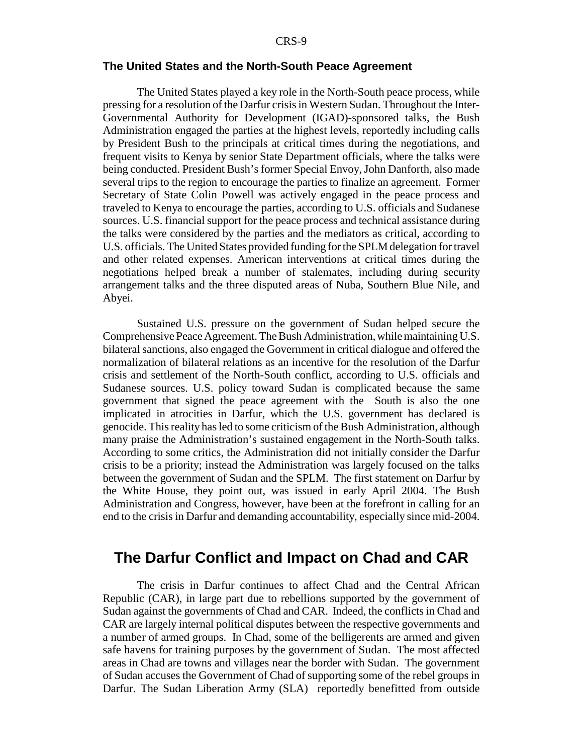### The United States and the North-South Peace Agreement

The United States played a key role in the North-South peace process, while pressing for a resolution of the Darfur crisis in Western Sudan. Throughout the Inter-Governmental Authority for Development (IGAD)-sponsored talks, the Bush Administration engaged the parties at the highest levels, reportedly including calls by President Bush to the principals at critical times during the negotiations, and frequent visits to Kenya by senior State Department officials, where the talks were being conducted. President Bush's former Special Envoy, John Danforth, also made several trips to the region to encourage the parties to finalize an agreement. Former Secretary of State Colin Powell was actively engaged in the peace process and traveled to Kenya to encourage the parties, according to U.S. officials and Sudanese sources. U.S. financial support for the peace process and technical assistance during the talks were considered by the parties and the mediators as critical, according to U.S. officials. The United States provided funding for the SPLM delegation for travel and other related expenses. American interventions at critical times during the negotiations helped break a number of stalemates, including during security arrangement talks and the three disputed areas of Nuba, Southern Blue Nile, and Abyei.

Sustained U.S. pressure on the government of Sudan helped secure the Comprehensive Peace Agreement. The Bush Administration, while maintaining U.S. bilateral sanctions, also engaged the Government in critical dialogue and offered the normalization of bilateral relations as an incentive for the resolution of the Darfur crisis and settlement of the North-South conflict, according to U.S. officials and Sudanese sources. U.S. policy toward Sudan is complicated because the same government that signed the peace agreement with the South is also the one implicated in atrocities in Darfur, which the U.S. government has declared is genocide. This reality has led to some criticism of the Bush Administration, although many praise the Administration's sustained engagement in the North-South talks. According to some critics, the Administration did not initially consider the Darfur crisis to be a priority; instead the Administration was largely focused on the talks between the government of Sudan and the SPLM. The first statement on Darfur by the White House, they point out, was issued in early April 2004. The Bush Administration and Congress, however, have been at the forefront in calling for an end to the crisis in Darfur and demanding accountability, especially since mid-2004.

## The Darfur Conflict and Impact on Chad and CAR

The crisis in Darfur continues to affect Chad and the Central African Republic (CAR), in large part due to rebellions supported by the government of Sudan against the governments of Chad and CAR. Indeed, the conflicts in Chad and CAR are largely internal political disputes between the respective governments and a number of armed groups. In Chad, some of the belligerents are armed and given safe havens for training purposes by the government of Sudan. The most affected areas in Chad are towns and villages near the border with Sudan. The government of Sudan accuses the Government of Chad of supporting some of the rebel groups in Darfur. The Sudan Liberation Army (SLA) reportedly benefitted from outside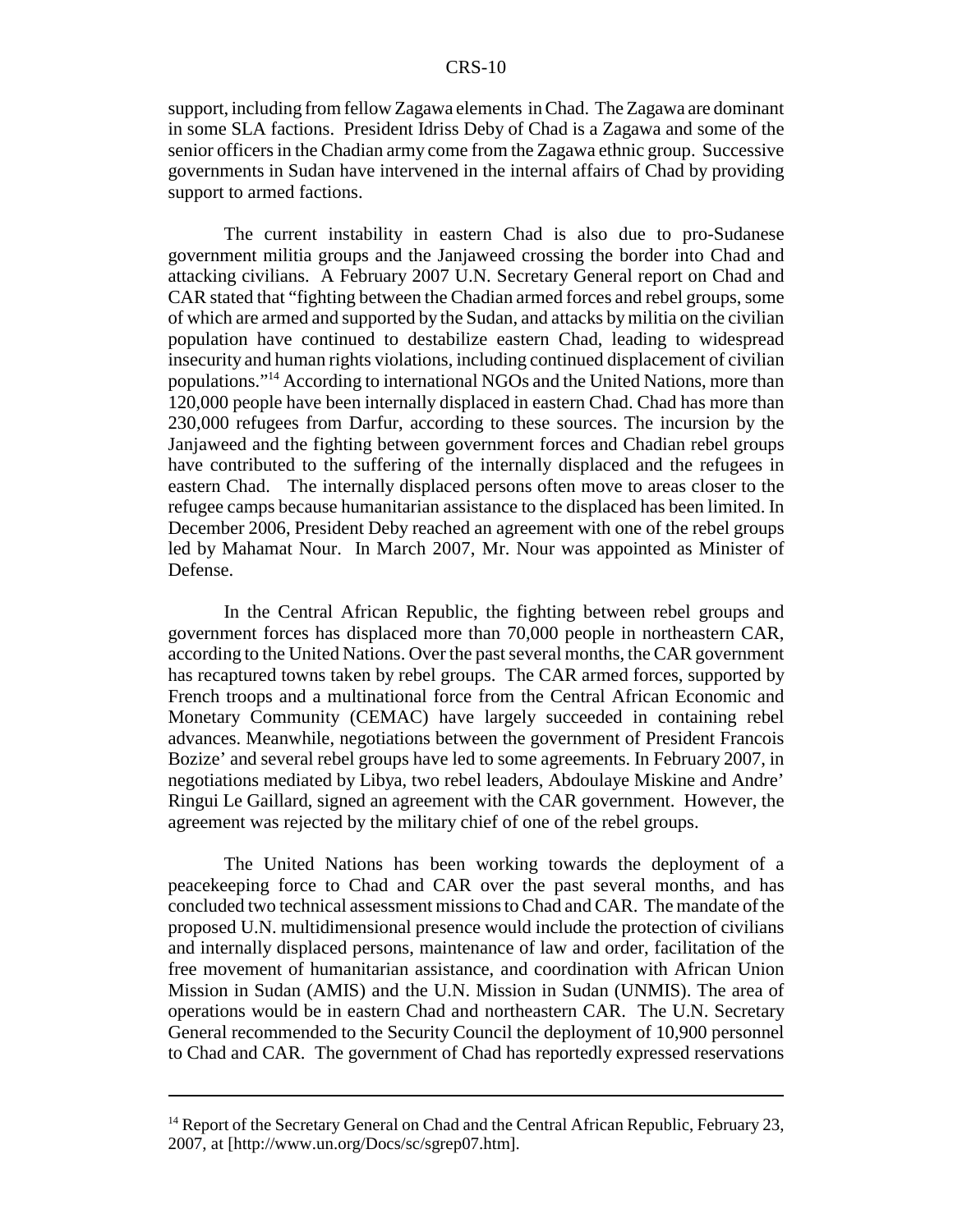support, including from fellow Zagawa elements in Chad. The Zagawa are dominant in some SLA factions. President Idriss Deby of Chad is a Zagawa and some of the senior officers in the Chadian army come from the Zagawa ethnic group. Successive governments in Sudan have intervened in the internal affairs of Chad by providing support to armed factions.

The current instability in eastern Chad is also due to pro-Sudanese government militia groups and the Janjaweed crossing the border into Chad and attacking civilians. A February 2007 U.N. Secretary General report on Chad and CAR stated that "fighting between the Chadian armed forces and rebel groups, some of which are armed and supported by the Sudan, and attacks by militia on the civilian population have continued to destabilize eastern Chad, leading to widespread insecurity and human rights violations, including continued displacement of civilian populations."[14] According to international NGOs and the United Nations, more than 120,000 people have been internally displaced in eastern Chad. Chad has more than 230,000 refugees from Darfur, according to these sources. The incursion by the Janjaweed and the fighting between government forces and Chadian rebel groups have contributed to the suffering of the internally displaced and the refugees in eastern Chad. The internally displaced persons often move to areas closer to the refugee camps because humanitarian assistance to the displaced has been limited. In December 2006, President Deby reached an agreement with one of the rebel groups led by Mahamat Nour. In March 2007, Mr. Nour was appointed as Minister of Defense.

In the Central African Republic, the fighting between rebel groups and government forces has displaced more than 70,000 people in northeastern CAR, according to the United Nations. Over the past several months, the CAR government has recaptured towns taken by rebel groups. The CAR armed forces, supported by French troops and a multinational force from the Central African Economic and Monetary Community (CEMAC) have largely succeeded in containing rebel advances. Meanwhile, negotiations between the government of President Francois Bozize' and several rebel groups have led to some agreements. In February 2007, in negotiations mediated by Libya, two rebel leaders, Abdoulaye Miskine and Andre' Ringui Le Gaillard, signed an agreement with the CAR government. However, the agreement was rejected by the military chief of one of the rebel groups.

The United Nations has been working towards the deployment of a peacekeeping force to Chad and CAR over the past several months, and has concluded two technical assessment missions to Chad and CAR. The mandate of the proposed U.N. multidimensional presence would include the protection of civilians and internally displaced persons, maintenance of law and order, facilitation of the free movement of humanitarian assistance, and coordination with African Union Mission in Sudan (AMIS) and the U.N. Mission in Sudan (UNMIS). The area of operations would be in eastern Chad and northeastern CAR. The U.N. Secretary General recommended to the Security Council the deployment of 10,900 personnel to Chad and CAR. The government of Chad has reportedly expressed reservations

---

[14] Report of the Secretary General on Chad and the Central African Republic, February 23, 2007, at [http://www.un.org/Docs/sc/sgrep07.htm].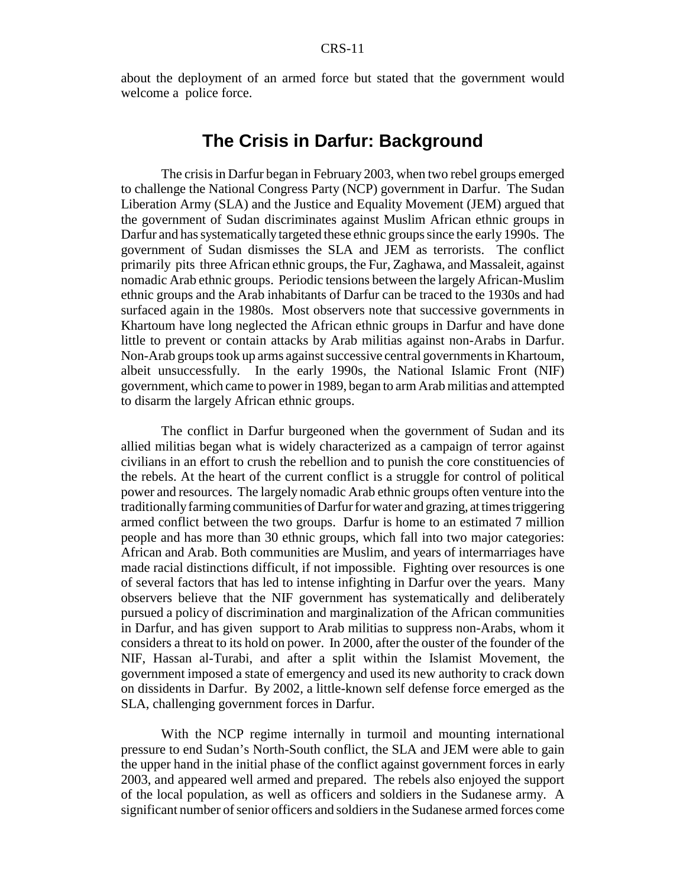about the deployment of an armed force but stated that the government would welcome a police force.

## The Crisis in Darfur: Background

The crisis in Darfur began in February 2003, when two rebel groups emerged to challenge the National Congress Party (NCP) government in Darfur. The Sudan Liberation Army (SLA) and the Justice and Equality Movement (JEM) argued that the government of Sudan discriminates against Muslim African ethnic groups in Darfur and has systematically targeted these ethnic groups since the early 1990s. The government of Sudan dismisses the SLA and JEM as terrorists. The conflict primarily pits three African ethnic groups, the Fur, Zaghawa, and Massaleit, against nomadic Arab ethnic groups. Periodic tensions between the largely African-Muslim ethnic groups and the Arab inhabitants of Darfur can be traced to the 1930s and had surfaced again in the 1980s. Most observers note that successive governments in Khartoum have long neglected the African ethnic groups in Darfur and have done little to prevent or contain attacks by Arab militias against non-Arabs in Darfur. Non-Arab groups took up arms against successive central governments in Khartoum, albeit unsuccessfully. In the early 1990s, the National Islamic Front (NIF) government, which came to power in 1989, began to arm Arab militias and attempted to disarm the largely African ethnic groups.

The conflict in Darfur burgeoned when the government of Sudan and its allied militias began what is widely characterized as a campaign of terror against civilians in an effort to crush the rebellion and to punish the core constituencies of the rebels. At the heart of the current conflict is a struggle for control of political power and resources. The largely nomadic Arab ethnic groups often venture into the traditionally farming communities of Darfur for water and grazing, at times triggering armed conflict between the two groups. Darfur is home to an estimated 7 million people and has more than 30 ethnic groups, which fall into two major categories: African and Arab. Both communities are Muslim, and years of intermarriages have made racial distinctions difficult, if not impossible. Fighting over resources is one of several factors that has led to intense infighting in Darfur over the years. Many observers believe that the NIF government has systematically and deliberately pursued a policy of discrimination and marginalization of the African communities in Darfur, and has given support to Arab militias to suppress non-Arabs, whom it considers a threat to its hold on power. In 2000, after the ouster of the founder of the NIF, Hassan al-Turabi, and after a split within the Islamist Movement, the government imposed a state of emergency and used its new authority to crack down on dissidents in Darfur. By 2002, a little-known self defense force emerged as the SLA, challenging government forces in Darfur.

With the NCP regime internally in turmoil and mounting international pressure to end Sudan's North-South conflict, the SLA and JEM were able to gain the upper hand in the initial phase of the conflict against government forces in early 2003, and appeared well armed and prepared. The rebels also enjoyed the support of the local population, as well as officers and soldiers in the Sudanese army. A significant number of senior officers and soldiers in the Sudanese armed forces come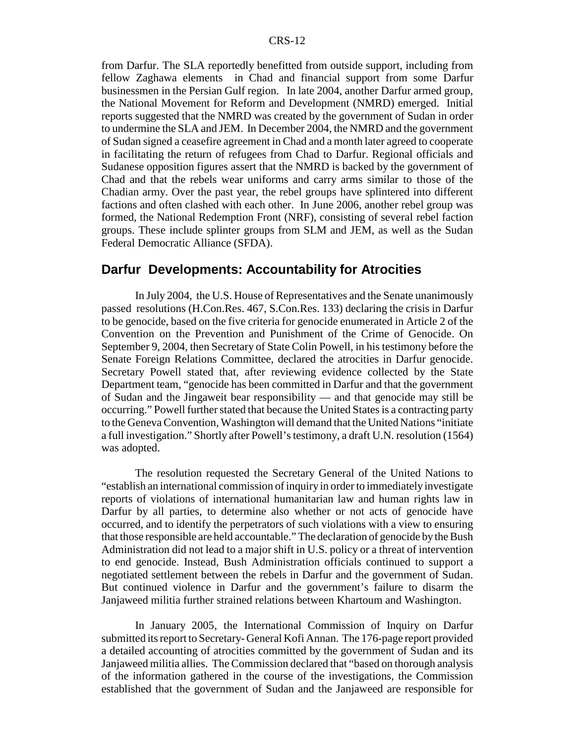from Darfur. The SLA reportedly benefitted from outside support, including from fellow Zaghawa elements in Chad and financial support from some Darfur businessmen in the Persian Gulf region. In late 2004, another Darfur armed group, the National Movement for Reform and Development (NMRD) emerged. Initial reports suggested that the NMRD was created by the government of Sudan in order to undermine the SLA and JEM. In December 2004, the NMRD and the government of Sudan signed a ceasefire agreement in Chad and a month later agreed to cooperate in facilitating the return of refugees from Chad to Darfur. Regional officials and Sudanese opposition figures assert that the NMRD is backed by the government of Chad and that the rebels wear uniforms and carry arms similar to those of the Chadian army. Over the past year, the rebel groups have splintered into different factions and often clashed with each other. In June 2006, another rebel group was formed, the National Redemption Front (NRF), consisting of several rebel faction groups. These include splinter groups from SLM and JEM, as well as the Sudan Federal Democratic Alliance (SFDA).

## Darfur Developments: Accountability for Atrocities

In July 2004, the U.S. House of Representatives and the Senate unanimously passed resolutions (H.Con.Res. 467, S.Con.Res. 133) declaring the crisis in Darfur to be genocide, based on the five criteria for genocide enumerated in Article 2 of the Convention on the Prevention and Punishment of the Crime of Genocide. On September 9, 2004, then Secretary of State Colin Powell, in his testimony before the Senate Foreign Relations Committee, declared the atrocities in Darfur genocide. Secretary Powell stated that, after reviewing evidence collected by the State Department team, "genocide has been committed in Darfur and that the government of Sudan and the Jingaweit bear responsibility — and that genocide may still be occurring." Powell further stated that because the United States is a contracting party to the Geneva Convention, Washington will demand that the United Nations "initiate a full investigation." Shortly after Powell's testimony, a draft U.N. resolution (1564) was adopted.

The resolution requested the Secretary General of the United Nations to "establish an international commission of inquiry in order to immediately investigate reports of violations of international humanitarian law and human rights law in Darfur by all parties, to determine also whether or not acts of genocide have occurred, and to identify the perpetrators of such violations with a view to ensuring that those responsible are held accountable." The declaration of genocide by the Bush Administration did not lead to a major shift in U.S. policy or a threat of intervention to end genocide. Instead, Bush Administration officials continued to support a negotiated settlement between the rebels in Darfur and the government of Sudan. But continued violence in Darfur and the government's failure to disarm the Janjaweed militia further strained relations between Khartoum and Washington.

In January 2005, the International Commission of Inquiry on Darfur submitted its report to Secretary- General Kofi Annan. The 176-page report provided a detailed accounting of atrocities committed by the government of Sudan and its Janjaweed militia allies. The Commission declared that "based on thorough analysis of the information gathered in the course of the investigations, the Commission established that the government of Sudan and the Janjaweed are responsible for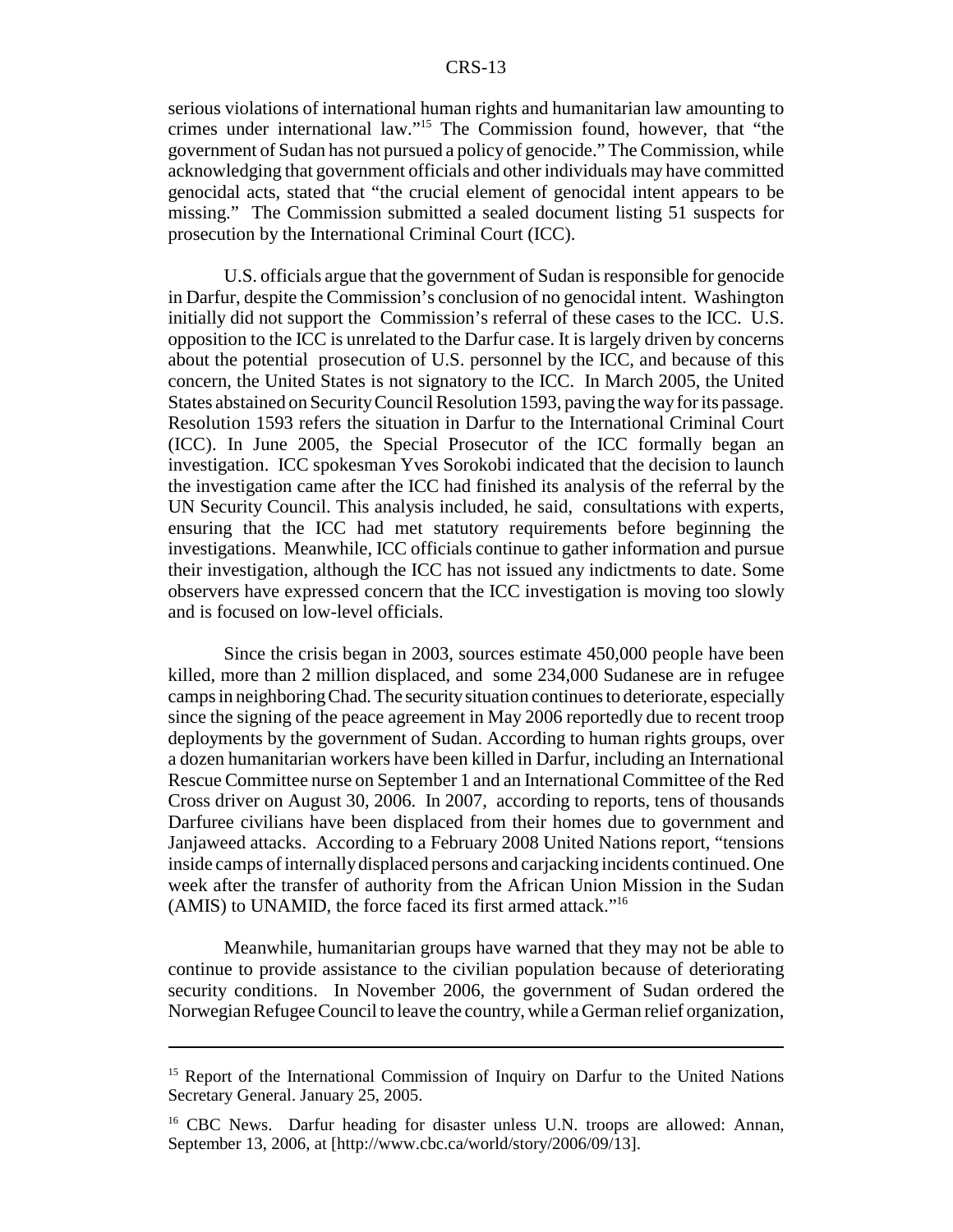serious violations of international human rights and humanitarian law amounting to crimes under international law."[15] The Commission found, however, that "the government of Sudan has not pursued a policy of genocide." The Commission, while acknowledging that government officials and other individuals may have committed genocidal acts, stated that "the crucial element of genocidal intent appears to be missing." The Commission submitted a sealed document listing 51 suspects for prosecution by the International Criminal Court (ICC).

U.S. officials argue that the government of Sudan is responsible for genocide in Darfur, despite the Commission's conclusion of no genocidal intent. Washington initially did not support the Commission's referral of these cases to the ICC. U.S. opposition to the ICC is unrelated to the Darfur case. It is largely driven by concerns about the potential prosecution of U.S. personnel by the ICC, and because of this concern, the United States is not signatory to the ICC. In March 2005, the United States abstained on Security Council Resolution 1593, paving the way for its passage. Resolution 1593 refers the situation in Darfur to the International Criminal Court (ICC). In June 2005, the Special Prosecutor of the ICC formally began an investigation. ICC spokesman Yves Sorokobi indicated that the decision to launch the investigation came after the ICC had finished its analysis of the referral by the UN Security Council. This analysis included, he said, consultations with experts, ensuring that the ICC had met statutory requirements before beginning the investigations. Meanwhile, ICC officials continue to gather information and pursue their investigation, although the ICC has not issued any indictments to date. Some observers have expressed concern that the ICC investigation is moving too slowly and is focused on low-level officials.

Since the crisis began in 2003, sources estimate 450,000 people have been killed, more than 2 million displaced, and some 234,000 Sudanese are in refugee camps in neighboring Chad. The security situation continues to deteriorate, especially since the signing of the peace agreement in May 2006 reportedly due to recent troop deployments by the government of Sudan. According to human rights groups, over a dozen humanitarian workers have been killed in Darfur, including an International Rescue Committee nurse on September 1 and an International Committee of the Red Cross driver on August 30, 2006. In 2007, according to reports, tens of thousands Darfuree civilians have been displaced from their homes due to government and Janjaweed attacks. According to a February 2008 United Nations report, "tensions inside camps of internally displaced persons and carjacking incidents continued. One week after the transfer of authority from the African Union Mission in the Sudan (AMIS) to UNAMID, the force faced its first armed attack."[16]

Meanwhile, humanitarian groups have warned that they may not be able to continue to provide assistance to the civilian population because of deteriorating security conditions. In November 2006, the government of Sudan ordered the Norwegian Refugee Council to leave the country, while a German relief organization,

---

[15] Report of the International Commission of Inquiry on Darfur to the United Nations Secretary General. January 25, 2005.

[16] CBC News. Darfur heading for disaster unless U.N. troops are allowed: Annan, September 13, 2006, at [http://www.cbc.ca/world/story/2006/09/13].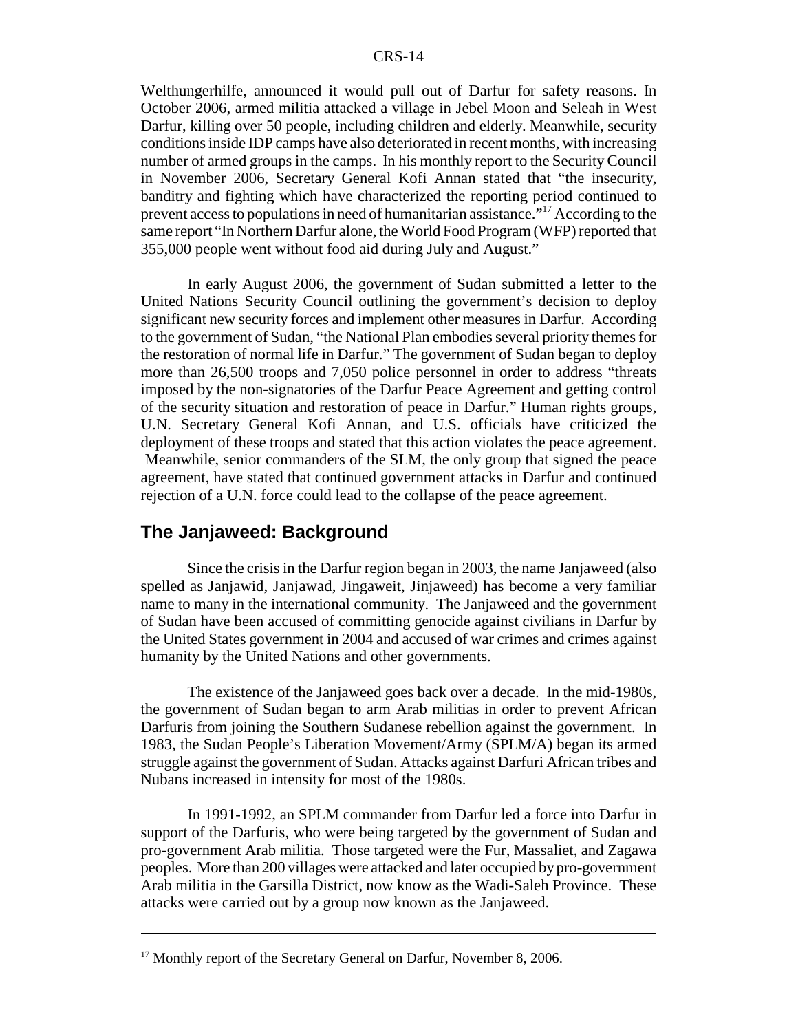Welthungerhilfe, announced it would pull out of Darfur for safety reasons. In October 2006, armed militia attacked a village in Jebel Moon and Seleah in West Darfur, killing over 50 people, including children and elderly. Meanwhile, security conditions inside IDP camps have also deteriorated in recent months, with increasing number of armed groups in the camps. In his monthly report to the Security Council in November 2006, Secretary General Kofi Annan stated that "the insecurity, banditry and fighting which have characterized the reporting period continued to prevent access to populations in need of humanitarian assistance."[17] According to the same report "In Northern Darfur alone, the World Food Program (WFP) reported that 355,000 people went without food aid during July and August."

In early August 2006, the government of Sudan submitted a letter to the United Nations Security Council outlining the government's decision to deploy significant new security forces and implement other measures in Darfur. According to the government of Sudan, "the National Plan embodies several priority themes for the restoration of normal life in Darfur." The government of Sudan began to deploy more than 26,500 troops and 7,050 police personnel in order to address "threats imposed by the non-signatories of the Darfur Peace Agreement and getting control of the security situation and restoration of peace in Darfur." Human rights groups, U.N. Secretary General Kofi Annan, and U.S. officials have criticized the deployment of these troops and stated that this action violates the peace agreement. Meanwhile, senior commanders of the SLM, the only group that signed the peace agreement, have stated that continued government attacks in Darfur and continued rejection of a U.N. force could lead to the collapse of the peace agreement.

## The Janjaweed: Background

Since the crisis in the Darfur region began in 2003, the name Janjaweed (also spelled as Janjawid, Janjawad, Jingaweit, Jinjaweed) has become a very familiar name to many in the international community. The Janjaweed and the government of Sudan have been accused of committing genocide against civilians in Darfur by the United States government in 2004 and accused of war crimes and crimes against humanity by the United Nations and other governments.

The existence of the Janjaweed goes back over a decade. In the mid-1980s, the government of Sudan began to arm Arab militias in order to prevent African Darfuris from joining the Southern Sudanese rebellion against the government. In 1983, the Sudan People's Liberation Movement/Army (SPLM/A) began its armed struggle against the government of Sudan. Attacks against Darfuri African tribes and Nubans increased in intensity for most of the 1980s.

In 1991-1992, an SPLM commander from Darfur led a force into Darfur in support of the Darfuris, who were being targeted by the government of Sudan and pro-government Arab militia. Those targeted were the Fur, Massaliet, and Zagawa peoples. More than 200 villages were attacked and later occupied by pro-government Arab militia in the Garsilla District, now know as the Wadi-Saleh Province. These attacks were carried out by a group now known as the Janjaweed.

---

[17] Monthly report of the Secretary General on Darfur, November 8, 2006.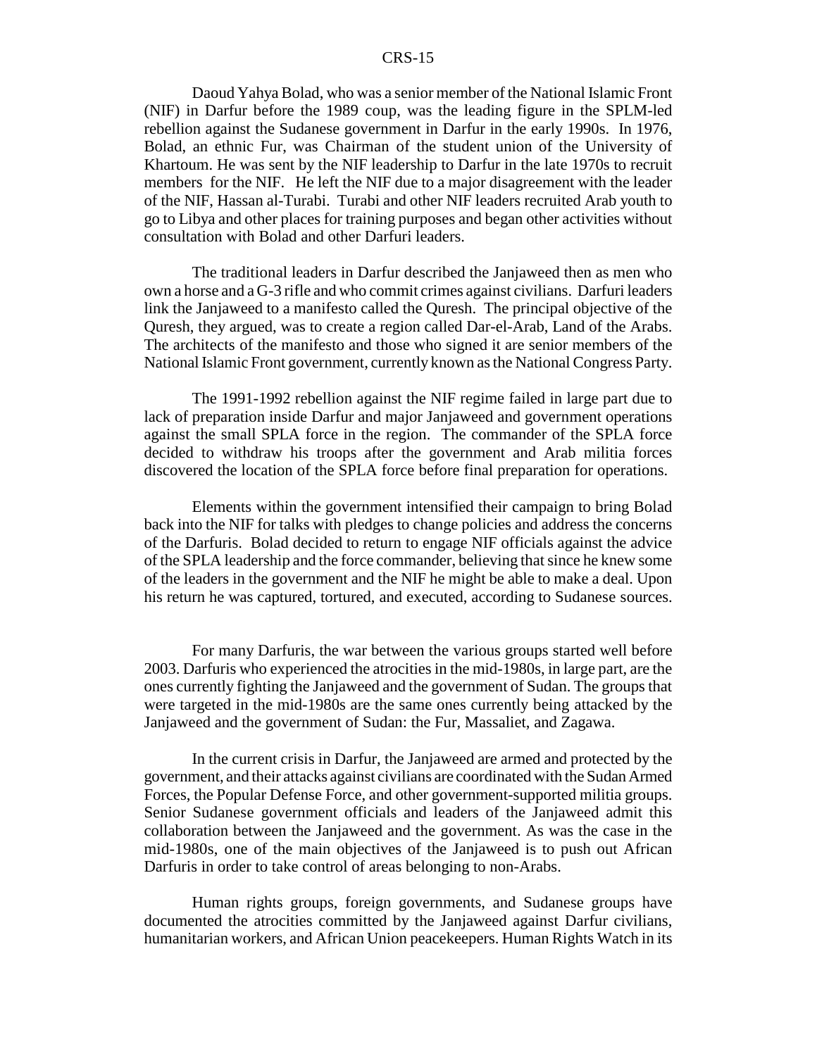Daoud Yahya Bolad, who was a senior member of the National Islamic Front (NIF) in Darfur before the 1989 coup, was the leading figure in the SPLM-led rebellion against the Sudanese government in Darfur in the early 1990s. In 1976, Bolad, an ethnic Fur, was Chairman of the student union of the University of Khartoum. He was sent by the NIF leadership to Darfur in the late 1970s to recruit members for the NIF. He left the NIF due to a major disagreement with the leader of the NIF, Hassan al-Turabi. Turabi and other NIF leaders recruited Arab youth to go to Libya and other places for training purposes and began other activities without consultation with Bolad and other Darfuri leaders.

The traditional leaders in Darfur described the Janjaweed then as men who own a horse and a G-3 rifle and who commit crimes against civilians. Darfuri leaders link the Janjaweed to a manifesto called the Quresh. The principal objective of the Quresh, they argued, was to create a region called Dar-el-Arab, Land of the Arabs. The architects of the manifesto and those who signed it are senior members of the National Islamic Front government, currently known as the National Congress Party.

The 1991-1992 rebellion against the NIF regime failed in large part due to lack of preparation inside Darfur and major Janjaweed and government operations against the small SPLA force in the region. The commander of the SPLA force decided to withdraw his troops after the government and Arab militia forces discovered the location of the SPLA force before final preparation for operations.

Elements within the government intensified their campaign to bring Bolad back into the NIF for talks with pledges to change policies and address the concerns of the Darfuris. Bolad decided to return to engage NIF officials against the advice of the SPLA leadership and the force commander, believing that since he knew some of the leaders in the government and the NIF he might be able to make a deal. Upon his return he was captured, tortured, and executed, according to Sudanese sources.

For many Darfuris, the war between the various groups started well before 2003. Darfuris who experienced the atrocities in the mid-1980s, in large part, are the ones currently fighting the Janjaweed and the government of Sudan. The groups that were targeted in the mid-1980s are the same ones currently being attacked by the Janjaweed and the government of Sudan: the Fur, Massaliet, and Zagawa.

In the current crisis in Darfur, the Janjaweed are armed and protected by the government, and their attacks against civilians are coordinated with the Sudan Armed Forces, the Popular Defense Force, and other government-supported militia groups. Senior Sudanese government officials and leaders of the Janjaweed admit this collaboration between the Janjaweed and the government. As was the case in the mid-1980s, one of the main objectives of the Janjaweed is to push out African Darfuris in order to take control of areas belonging to non-Arabs.

Human rights groups, foreign governments, and Sudanese groups have documented the atrocities committed by the Janjaweed against Darfur civilians, humanitarian workers, and African Union peacekeepers. Human Rights Watch in its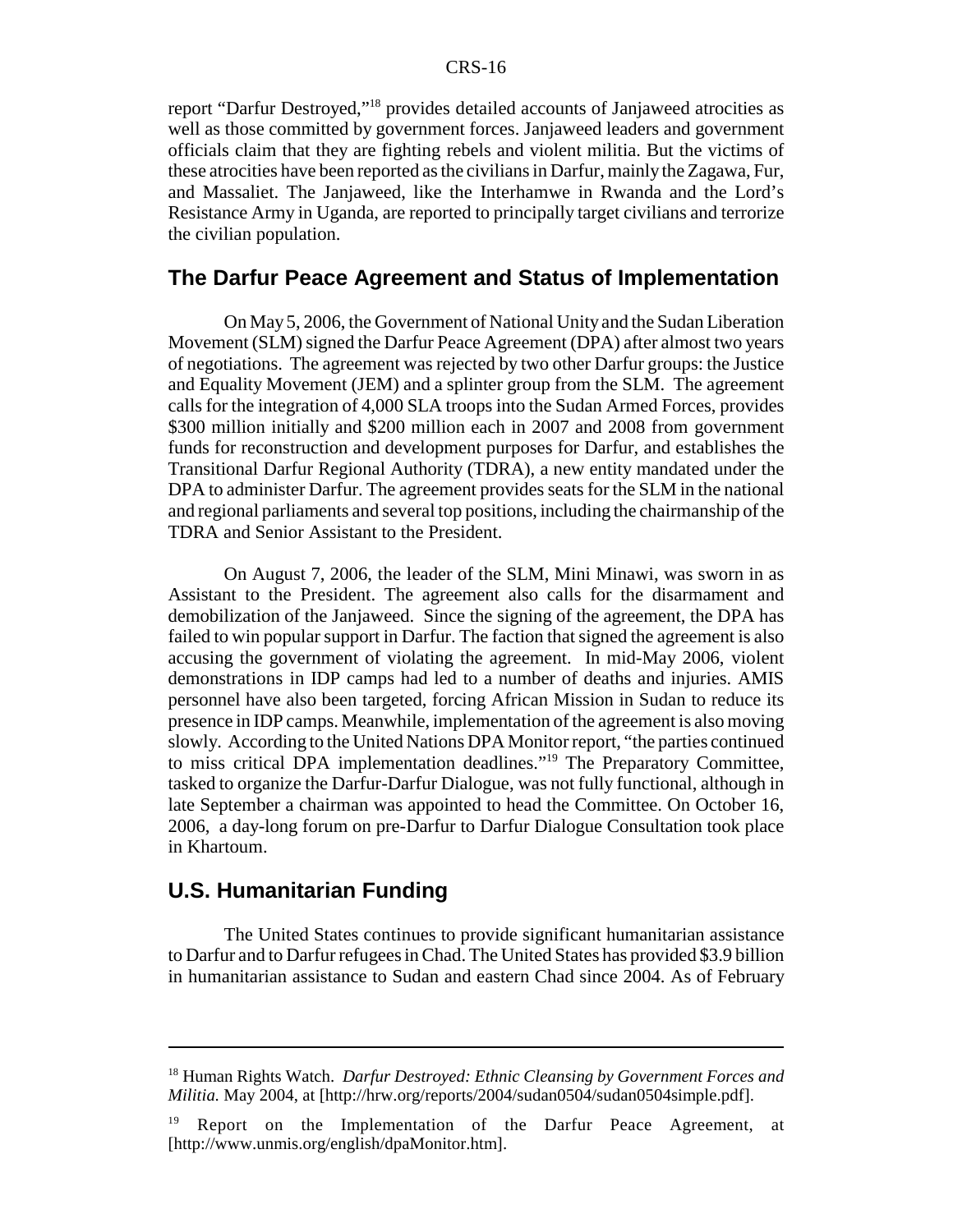report "Darfur Destroyed,"[18] provides detailed accounts of Janjaweed atrocities as well as those committed by government forces. Janjaweed leaders and government officials claim that they are fighting rebels and violent militia. But the victims of these atrocities have been reported as the civilians in Darfur, mainly the Zagawa, Fur, and Massaliet. The Janjaweed, like the Interhamwe in Rwanda and the Lord's Resistance Army in Uganda, are reported to principally target civilians and terrorize the civilian population.

## The Darfur Peace Agreement and Status of Implementation

On May 5, 2006, the Government of National Unity and the Sudan Liberation Movement (SLM) signed the Darfur Peace Agreement (DPA) after almost two years of negotiations. The agreement was rejected by two other Darfur groups: the Justice and Equality Movement (JEM) and a splinter group from the SLM. The agreement calls for the integration of 4,000 SLA troops into the Sudan Armed Forces, provides \$300 million initially and \$200 million each in 2007 and 2008 from government funds for reconstruction and development purposes for Darfur, and establishes the Transitional Darfur Regional Authority (TDRA), a new entity mandated under the DPA to administer Darfur. The agreement provides seats for the SLM in the national and regional parliaments and several top positions, including the chairmanship of the TDRA and Senior Assistant to the President.

On August 7, 2006, the leader of the SLM, Mini Minawi, was sworn in as Assistant to the President. The agreement also calls for the disarmament and demobilization of the Janjaweed. Since the signing of the agreement, the DPA has failed to win popular support in Darfur. The faction that signed the agreement is also accusing the government of violating the agreement. In mid-May 2006, violent demonstrations in IDP camps had led to a number of deaths and injuries. AMIS personnel have also been targeted, forcing African Mission in Sudan to reduce its presence in IDP camps. Meanwhile, implementation of the agreement is also moving slowly. According to the United Nations DPA Monitor report, "the parties continued to miss critical DPA implementation deadlines."[19] The Preparatory Committee, tasked to organize the Darfur-Darfur Dialogue, was not fully functional, although in late September a chairman was appointed to head the Committee. On October 16, 2006, a day-long forum on pre-Darfur to Darfur Dialogue Consultation took place in Khartoum.

## U.S. Humanitarian Funding

The United States continues to provide significant humanitarian assistance to Darfur and to Darfur refugees in Chad. The United States has provided \$3.9 billion in humanitarian assistance to Sudan and eastern Chad since 2004. As of February

---

[18] Human Rights Watch. *Darfur Destroyed: Ethnic Cleansing by Government Forces and Militia.* May 2004, at [http://hrw.org/reports/2004/sudan0504/sudan0504simple.pdf].

[19] Report on the Implementation of the Darfur Peace Agreement, at [http://www.unmis.org/english/dpaMonitor.htm].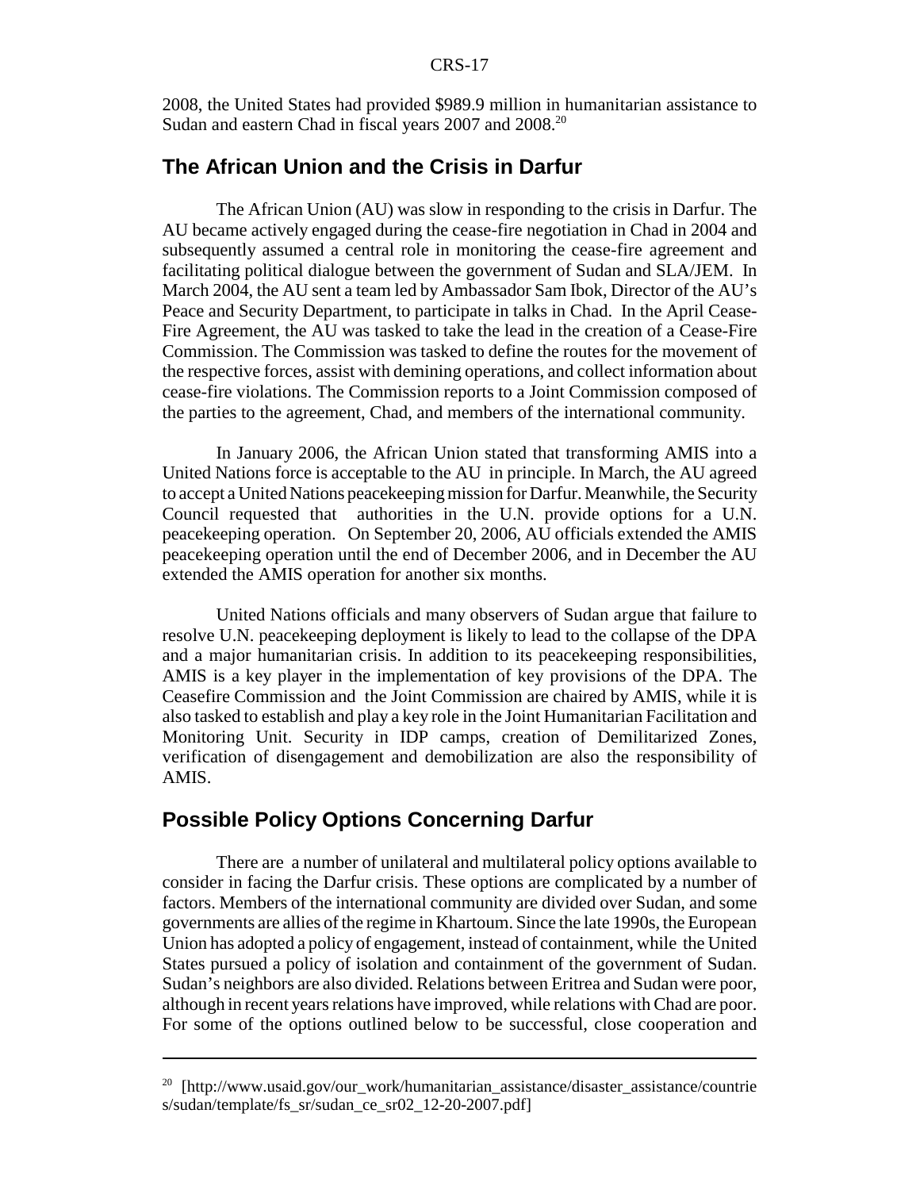2008, the United States had provided $989.9 million in humanitarian assistance to Sudan and eastern Chad in fiscal years 2007 and 2008.[20]

## The African Union and the Crisis in Darfur

The African Union (AU) was slow in responding to the crisis in Darfur. The AU became actively engaged during the cease-fire negotiation in Chad in 2004 and subsequently assumed a central role in monitoring the cease-fire agreement and facilitating political dialogue between the government of Sudan and SLA/JEM. In March 2004, the AU sent a team led by Ambassador Sam Ibok, Director of the AU's Peace and Security Department, to participate in talks in Chad. In the April Cease-Fire Agreement, the AU was tasked to take the lead in the creation of a Cease-Fire Commission. The Commission was tasked to define the routes for the movement of the respective forces, assist with demining operations, and collect information about cease-fire violations. The Commission reports to a Joint Commission composed of the parties to the agreement, Chad, and members of the international community.

In January 2006, the African Union stated that transforming AMIS into a United Nations force is acceptable to the AU in principle. In March, the AU agreed to accept a United Nations peacekeeping mission for Darfur. Meanwhile, the Security Council requested that authorities in the U.N. provide options for a U.N. peacekeeping operation. On September 20, 2006, AU officials extended the AMIS peacekeeping operation until the end of December 2006, and in December the AU extended the AMIS operation for another six months.

United Nations officials and many observers of Sudan argue that failure to resolve U.N. peacekeeping deployment is likely to lead to the collapse of the DPA and a major humanitarian crisis. In addition to its peacekeeping responsibilities, AMIS is a key player in the implementation of key provisions of the DPA. The Ceasefire Commission and the Joint Commission are chaired by AMIS, while it is also tasked to establish and play a key role in the Joint Humanitarian Facilitation and Monitoring Unit. Security in IDP camps, creation of Demilitarized Zones, verification of disengagement and demobilization are also the responsibility of AMIS.

## Possible Policy Options Concerning Darfur

There are a number of unilateral and multilateral policy options available to consider in facing the Darfur crisis. These options are complicated by a number of factors. Members of the international community are divided over Sudan, and some governments are allies of the regime in Khartoum. Since the late 1990s, the European Union has adopted a policy of engagement, instead of containment, while the United States pursued a policy of isolation and containment of the government of Sudan. Sudan's neighbors are also divided. Relations between Eritrea and Sudan were poor, although in recent years relations have improved, while relations with Chad are poor. For some of the options outlined below to be successful, close cooperation and

---

[20] [http://www.usaid.gov/our_work/humanitarian_assistance/disaster_assistance/countries/sudan/template/fs_sr/sudan_ce_sr02_12-20-2007.pdf]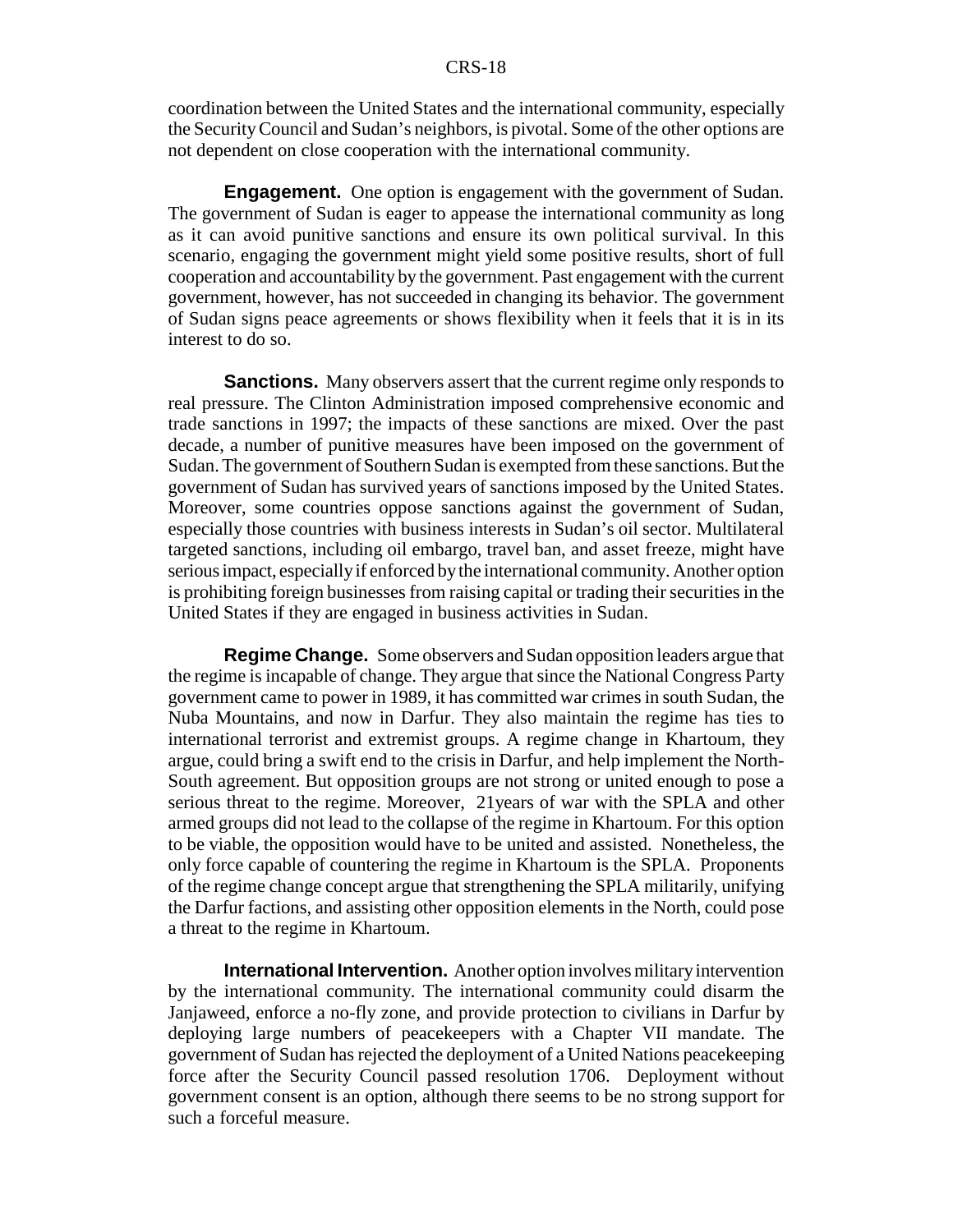coordination between the United States and the international community, especially the Security Council and Sudan's neighbors, is pivotal. Some of the other options are not dependent on close cooperation with the international community.

**Engagement.** One option is engagement with the government of Sudan. The government of Sudan is eager to appease the international community as long as it can avoid punitive sanctions and ensure its own political survival. In this scenario, engaging the government might yield some positive results, short of full cooperation and accountability by the government. Past engagement with the current government, however, has not succeeded in changing its behavior. The government of Sudan signs peace agreements or shows flexibility when it feels that it is in its interest to do so.

**Sanctions.** Many observers assert that the current regime only responds to real pressure. The Clinton Administration imposed comprehensive economic and trade sanctions in 1997; the impacts of these sanctions are mixed. Over the past decade, a number of punitive measures have been imposed on the government of Sudan. The government of Southern Sudan is exempted from these sanctions. But the government of Sudan has survived years of sanctions imposed by the United States. Moreover, some countries oppose sanctions against the government of Sudan, especially those countries with business interests in Sudan's oil sector. Multilateral targeted sanctions, including oil embargo, travel ban, and asset freeze, might have serious impact, especially if enforced by the international community. Another option is prohibiting foreign businesses from raising capital or trading their securities in the United States if they are engaged in business activities in Sudan.

**Regime Change.** Some observers and Sudan opposition leaders argue that the regime is incapable of change. They argue that since the National Congress Party government came to power in 1989, it has committed war crimes in south Sudan, the Nuba Mountains, and now in Darfur. They also maintain the regime has ties to international terrorist and extremist groups. A regime change in Khartoum, they argue, could bring a swift end to the crisis in Darfur, and help implement the North-South agreement. But opposition groups are not strong or united enough to pose a serious threat to the regime. Moreover, 21years of war with the SPLA and other armed groups did not lead to the collapse of the regime in Khartoum. For this option to be viable, the opposition would have to be united and assisted. Nonetheless, the only force capable of countering the regime in Khartoum is the SPLA. Proponents of the regime change concept argue that strengthening the SPLA militarily, unifying the Darfur factions, and assisting other opposition elements in the North, could pose a threat to the regime in Khartoum.

**International Intervention.** Another option involves military intervention by the international community. The international community could disarm the Janjaweed, enforce a no-fly zone, and provide protection to civilians in Darfur by deploying large numbers of peacekeepers with a Chapter VII mandate. The government of Sudan has rejected the deployment of a United Nations peacekeeping force after the Security Council passed resolution 1706. Deployment without government consent is an option, although there seems to be no strong support for such a forceful measure.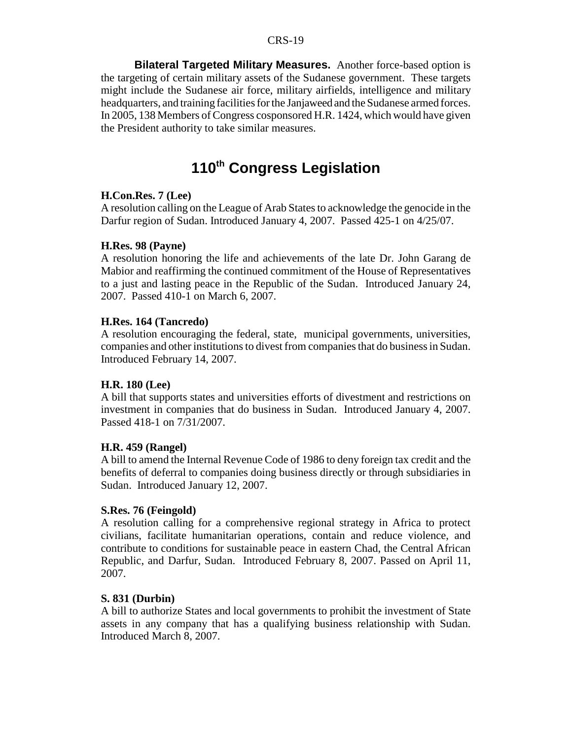**Bilateral Targeted Military Measures.** Another force-based option is the targeting of certain military assets of the Sudanese government. These targets might include the Sudanese air force, military airfields, intelligence and military headquarters, and training facilities for the Janjaweed and the Sudanese armed forces. In 2005, 138 Members of Congress cosponsored H.R. 1424, which would have given the President authority to take similar measures.

## 110th Congress Legislation

**H.Con.Res. 7 (Lee)**
A resolution calling on the League of Arab States to acknowledge the genocide in the Darfur region of Sudan. Introduced January 4, 2007. Passed 425-1 on 4/25/07.

**H.Res. 98 (Payne)**
A resolution honoring the life and achievements of the late Dr. John Garang de Mabior and reaffirming the continued commitment of the House of Representatives to a just and lasting peace in the Republic of the Sudan. Introduced January 24, 2007. Passed 410-1 on March 6, 2007.

**H.Res. 164 (Tancredo)**
A resolution encouraging the federal, state, municipal governments, universities, companies and other institutions to divest from companies that do business in Sudan. Introduced February 14, 2007.

**H.R. 180 (Lee)**
A bill that supports states and universities efforts of divestment and restrictions on investment in companies that do business in Sudan. Introduced January 4, 2007. Passed 418-1 on 7/31/2007.

**H.R. 459 (Rangel)**
A bill to amend the Internal Revenue Code of 1986 to deny foreign tax credit and the benefits of deferral to companies doing business directly or through subsidiaries in Sudan. Introduced January 12, 2007.

**S.Res. 76 (Feingold)**
A resolution calling for a comprehensive regional strategy in Africa to protect civilians, facilitate humanitarian operations, contain and reduce violence, and contribute to conditions for sustainable peace in eastern Chad, the Central African Republic, and Darfur, Sudan. Introduced February 8, 2007. Passed on April 11, 2007.

**S. 831 (Durbin)**
A bill to authorize States and local governments to prohibit the investment of State assets in any company that has a qualifying business relationship with Sudan. Introduced March 8, 2007.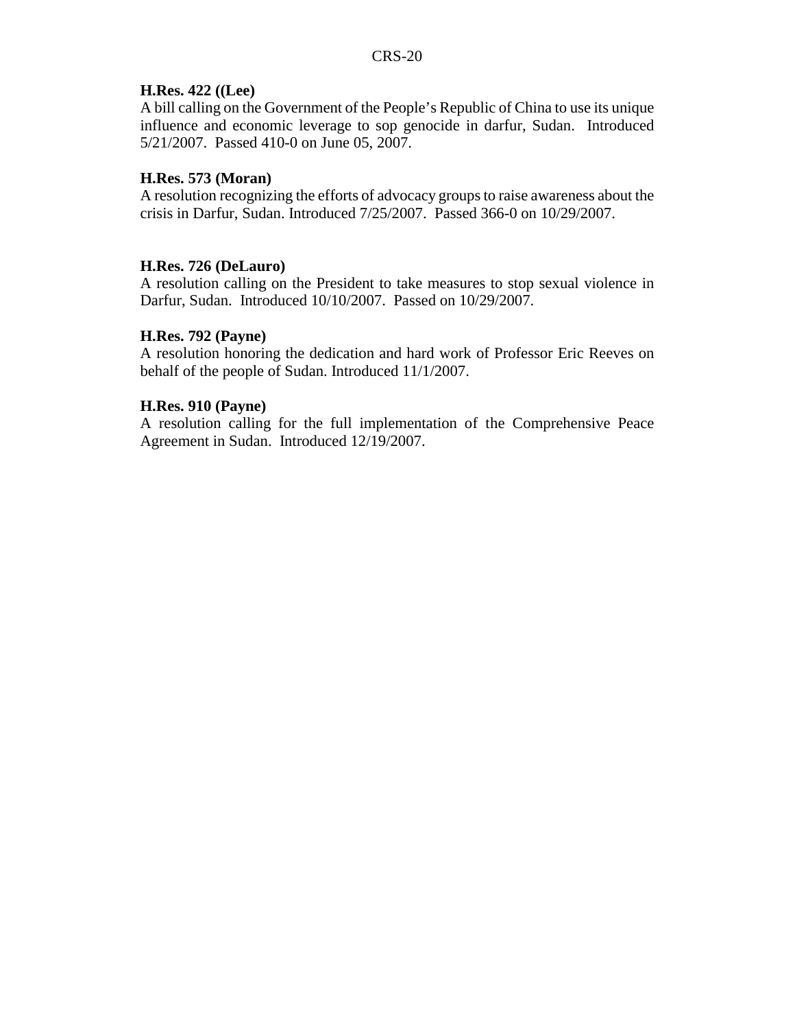**H.Res. 422 ((Lee)**
A bill calling on the Government of the People's Republic of China to use its unique influence and economic leverage to sop genocide in darfur, Sudan. Introduced 5/21/2007. Passed 410-0 on June 05, 2007.

**H.Res. 573 (Moran)**
A resolution recognizing the efforts of advocacy groups to raise awareness about the crisis in Darfur, Sudan. Introduced 7/25/2007. Passed 366-0 on 10/29/2007.

**H.Res. 726 (DeLauro)**
A resolution calling on the President to take measures to stop sexual violence in Darfur, Sudan. Introduced 10/10/2007. Passed on 10/29/2007.

**H.Res. 792 (Payne)**
A resolution honoring the dedication and hard work of Professor Eric Reeves on behalf of the people of Sudan. Introduced 11/1/2007.

**H.Res. 910 (Payne)**
A resolution calling for the full implementation of the Comprehensive Peace Agreement in Sudan. Introduced 12/19/2007.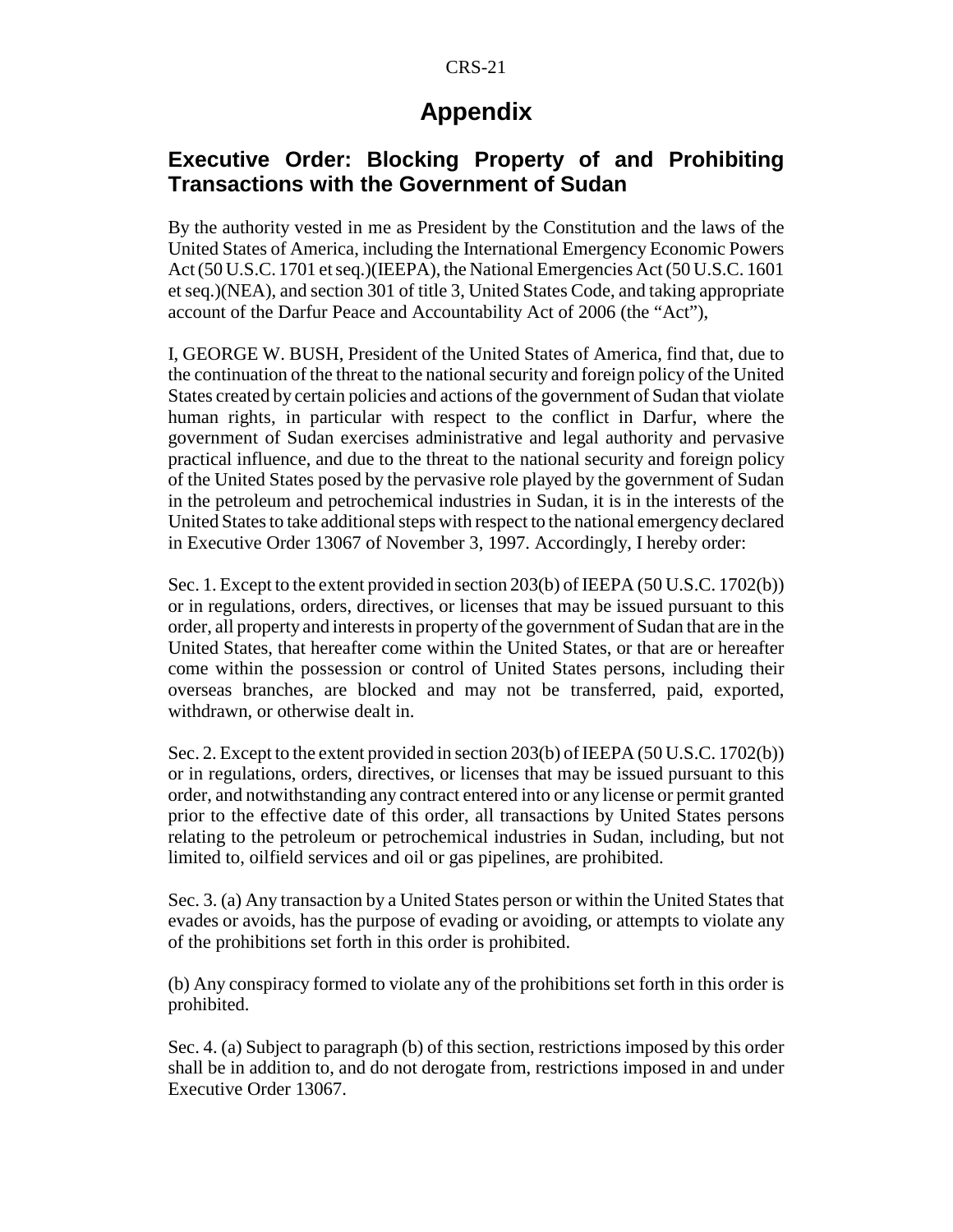# Appendix

## Executive Order: Blocking Property of and Prohibiting Transactions with the Government of Sudan

By the authority vested in me as President by the Constitution and the laws of the United States of America, including the International Emergency Economic Powers Act (50 U.S.C. 1701 et seq.)(IEEPA), the National Emergencies Act (50 U.S.C. 1601 et seq.)(NEA), and section 301 of title 3, United States Code, and taking appropriate account of the Darfur Peace and Accountability Act of 2006 (the "Act"),

I, GEORGE W. BUSH, President of the United States of America, find that, due to the continuation of the threat to the national security and foreign policy of the United States created by certain policies and actions of the government of Sudan that violate human rights, in particular with respect to the conflict in Darfur, where the government of Sudan exercises administrative and legal authority and pervasive practical influence, and due to the threat to the national security and foreign policy of the United States posed by the pervasive role played by the government of Sudan in the petroleum and petrochemical industries in Sudan, it is in the interests of the United States to take additional steps with respect to the national emergency declared in Executive Order 13067 of November 3, 1997. Accordingly, I hereby order:

Sec. 1. Except to the extent provided in section 203(b) of IEEPA (50 U.S.C. 1702(b)) or in regulations, orders, directives, or licenses that may be issued pursuant to this order, all property and interests in property of the government of Sudan that are in the United States, that hereafter come within the United States, or that are or hereafter come within the possession or control of United States persons, including their overseas branches, are blocked and may not be transferred, paid, exported, withdrawn, or otherwise dealt in.

Sec. 2. Except to the extent provided in section 203(b) of IEEPA (50 U.S.C. 1702(b)) or in regulations, orders, directives, or licenses that may be issued pursuant to this order, and notwithstanding any contract entered into or any license or permit granted prior to the effective date of this order, all transactions by United States persons relating to the petroleum or petrochemical industries in Sudan, including, but not limited to, oilfield services and oil or gas pipelines, are prohibited.

Sec. 3. (a) Any transaction by a United States person or within the United States that evades or avoids, has the purpose of evading or avoiding, or attempts to violate any of the prohibitions set forth in this order is prohibited.

(b) Any conspiracy formed to violate any of the prohibitions set forth in this order is prohibited.

Sec. 4. (a) Subject to paragraph (b) of this section, restrictions imposed by this order shall be in addition to, and do not derogate from, restrictions imposed in and under Executive Order 13067.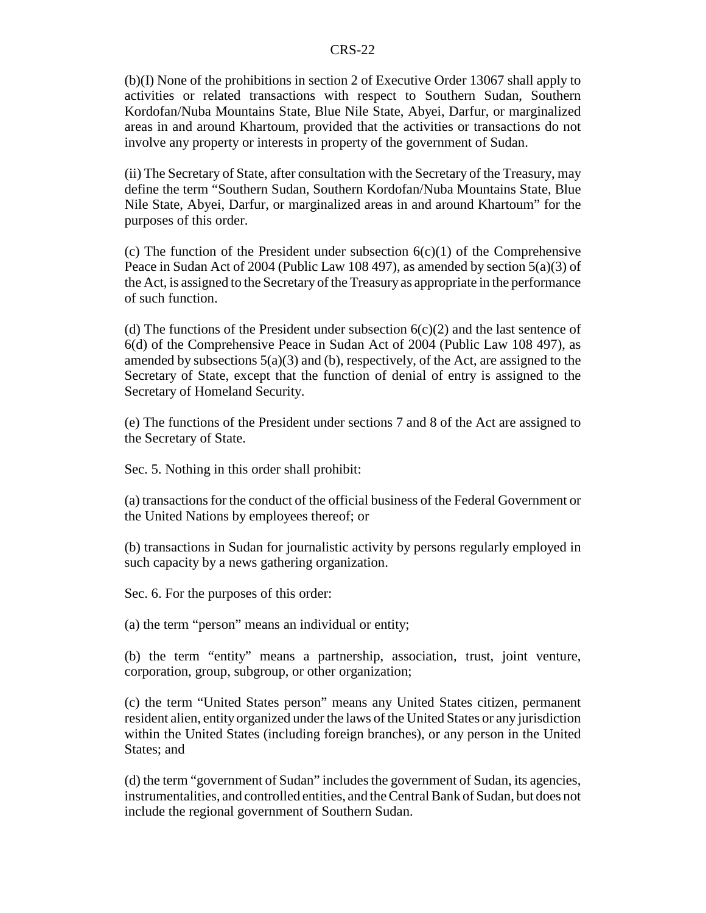(b)(I) None of the prohibitions in section 2 of Executive Order 13067 shall apply to activities or related transactions with respect to Southern Sudan, Southern Kordofan/Nuba Mountains State, Blue Nile State, Abyei, Darfur, or marginalized areas in and around Khartoum, provided that the activities or transactions do not involve any property or interests in property of the government of Sudan.

(ii) The Secretary of State, after consultation with the Secretary of the Treasury, may define the term "Southern Sudan, Southern Kordofan/Nuba Mountains State, Blue Nile State, Abyei, Darfur, or marginalized areas in and around Khartoum" for the purposes of this order.

(c) The function of the President under subsection 6(c)(1) of the Comprehensive Peace in Sudan Act of 2004 (Public Law 108 497), as amended by section 5(a)(3) of the Act, is assigned to the Secretary of the Treasury as appropriate in the performance of such function.

(d) The functions of the President under subsection 6(c)(2) and the last sentence of 6(d) of the Comprehensive Peace in Sudan Act of 2004 (Public Law 108 497), as amended by subsections 5(a)(3) and (b), respectively, of the Act, are assigned to the Secretary of State, except that the function of denial of entry is assigned to the Secretary of Homeland Security.

(e) The functions of the President under sections 7 and 8 of the Act are assigned to the Secretary of State.

Sec. 5. Nothing in this order shall prohibit:

(a) transactions for the conduct of the official business of the Federal Government or the United Nations by employees thereof; or

(b) transactions in Sudan for journalistic activity by persons regularly employed in such capacity by a news gathering organization.

Sec. 6. For the purposes of this order:

(a) the term "person" means an individual or entity;

(b) the term "entity" means a partnership, association, trust, joint venture, corporation, group, subgroup, or other organization;

(c) the term "United States person" means any United States citizen, permanent resident alien, entity organized under the laws of the United States or any jurisdiction within the United States (including foreign branches), or any person in the United States; and

(d) the term "government of Sudan" includes the government of Sudan, its agencies, instrumentalities, and controlled entities, and the Central Bank of Sudan, but does not include the regional government of Southern Sudan.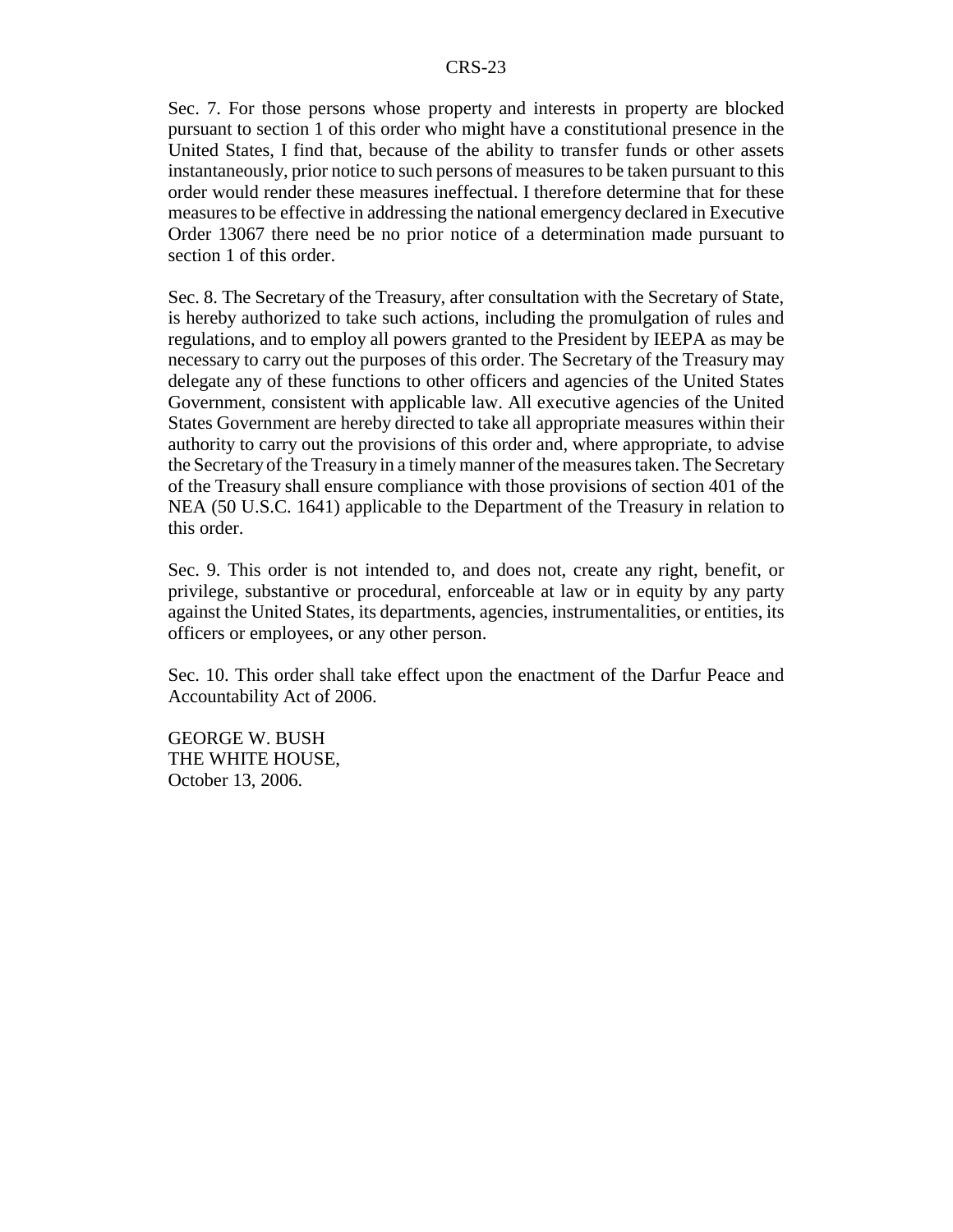Sec. 7. For those persons whose property and interests in property are blocked pursuant to section 1 of this order who might have a constitutional presence in the United States, I find that, because of the ability to transfer funds or other assets instantaneously, prior notice to such persons of measures to be taken pursuant to this order would render these measures ineffectual. I therefore determine that for these measures to be effective in addressing the national emergency declared in Executive Order 13067 there need be no prior notice of a determination made pursuant to section 1 of this order.

Sec. 8. The Secretary of the Treasury, after consultation with the Secretary of State, is hereby authorized to take such actions, including the promulgation of rules and regulations, and to employ all powers granted to the President by IEEPA as may be necessary to carry out the purposes of this order. The Secretary of the Treasury may delegate any of these functions to other officers and agencies of the United States Government, consistent with applicable law. All executive agencies of the United States Government are hereby directed to take all appropriate measures within their authority to carry out the provisions of this order and, where appropriate, to advise the Secretary of the Treasury in a timely manner of the measures taken. The Secretary of the Treasury shall ensure compliance with those provisions of section 401 of the NEA (50 U.S.C. 1641) applicable to the Department of the Treasury in relation to this order.

Sec. 9. This order is not intended to, and does not, create any right, benefit, or privilege, substantive or procedural, enforceable at law or in equity by any party against the United States, its departments, agencies, instrumentalities, or entities, its officers or employees, or any other person.

Sec. 10. This order shall take effect upon the enactment of the Darfur Peace and Accountability Act of 2006.

GEORGE W. BUSH
THE WHITE HOUSE,
October 13, 2006.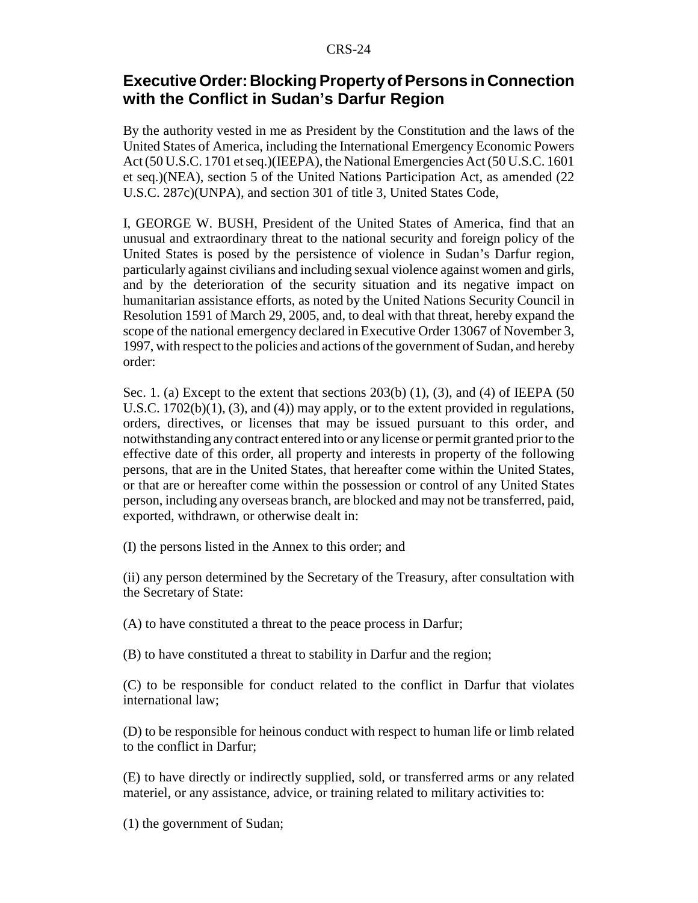## Executive Order: Blocking Property of Persons in Connection with the Conflict in Sudan's Darfur Region

By the authority vested in me as President by the Constitution and the laws of the United States of America, including the International Emergency Economic Powers Act (50 U.S.C. 1701 et seq.)(IEEPA), the National Emergencies Act (50 U.S.C. 1601 et seq.)(NEA), section 5 of the United Nations Participation Act, as amended (22 U.S.C. 287c)(UNPA), and section 301 of title 3, United States Code,

I, GEORGE W. BUSH, President of the United States of America, find that an unusual and extraordinary threat to the national security and foreign policy of the United States is posed by the persistence of violence in Sudan's Darfur region, particularly against civilians and including sexual violence against women and girls, and by the deterioration of the security situation and its negative impact on humanitarian assistance efforts, as noted by the United Nations Security Council in Resolution 1591 of March 29, 2005, and, to deal with that threat, hereby expand the scope of the national emergency declared in Executive Order 13067 of November 3, 1997, with respect to the policies and actions of the government of Sudan, and hereby order:

Sec. 1. (a) Except to the extent that sections 203(b) (1), (3), and (4) of IEEPA (50 U.S.C. 1702(b)(1), (3), and (4)) may apply, or to the extent provided in regulations, orders, directives, or licenses that may be issued pursuant to this order, and notwithstanding any contract entered into or any license or permit granted prior to the effective date of this order, all property and interests in property of the following persons, that are in the United States, that hereafter come within the United States, or that are or hereafter come within the possession or control of any United States person, including any overseas branch, are blocked and may not be transferred, paid, exported, withdrawn, or otherwise dealt in:

(I) the persons listed in the Annex to this order; and

(ii) any person determined by the Secretary of the Treasury, after consultation with the Secretary of State:

(A) to have constituted a threat to the peace process in Darfur;

(B) to have constituted a threat to stability in Darfur and the region;

(C) to be responsible for conduct related to the conflict in Darfur that violates international law;

(D) to be responsible for heinous conduct with respect to human life or limb related to the conflict in Darfur;

(E) to have directly or indirectly supplied, sold, or transferred arms or any related materiel, or any assistance, advice, or training related to military activities to:

(1) the government of Sudan;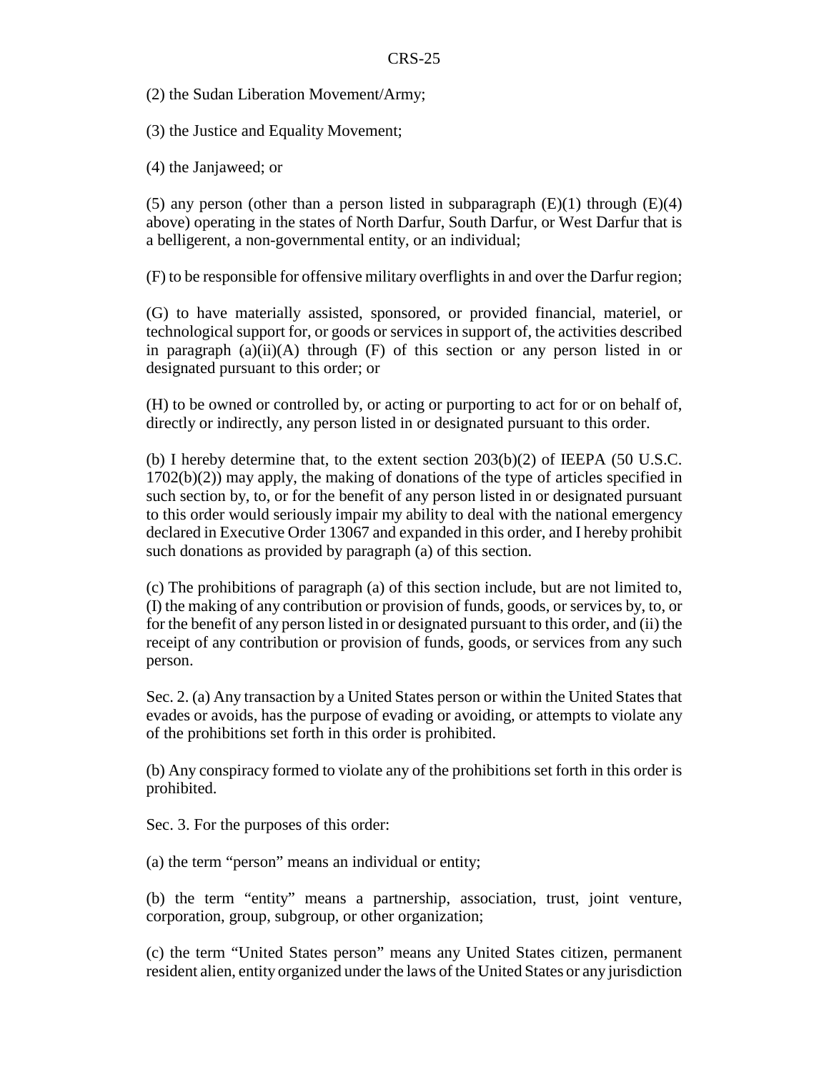(2) the Sudan Liberation Movement/Army;

(3) the Justice and Equality Movement;

(4) the Janjaweed; or

(5) any person (other than a person listed in subparagraph (E)(1) through (E)(4) above) operating in the states of North Darfur, South Darfur, or West Darfur that is a belligerent, a non-governmental entity, or an individual;

(F) to be responsible for offensive military overflights in and over the Darfur region;

(G) to have materially assisted, sponsored, or provided financial, materiel, or technological support for, or goods or services in support of, the activities described in paragraph (a)(ii)(A) through (F) of this section or any person listed in or designated pursuant to this order; or

(H) to be owned or controlled by, or acting or purporting to act for or on behalf of, directly or indirectly, any person listed in or designated pursuant to this order.

(b) I hereby determine that, to the extent section 203(b)(2) of IEEPA (50 U.S.C. 1702(b)(2)) may apply, the making of donations of the type of articles specified in such section by, to, or for the benefit of any person listed in or designated pursuant to this order would seriously impair my ability to deal with the national emergency declared in Executive Order 13067 and expanded in this order, and I hereby prohibit such donations as provided by paragraph (a) of this section.

(c) The prohibitions of paragraph (a) of this section include, but are not limited to, (I) the making of any contribution or provision of funds, goods, or services by, to, or for the benefit of any person listed in or designated pursuant to this order, and (ii) the receipt of any contribution or provision of funds, goods, or services from any such person.

Sec. 2. (a) Any transaction by a United States person or within the United States that evades or avoids, has the purpose of evading or avoiding, or attempts to violate any of the prohibitions set forth in this order is prohibited.

(b) Any conspiracy formed to violate any of the prohibitions set forth in this order is prohibited.

Sec. 3. For the purposes of this order:

(a) the term "person" means an individual or entity;

(b) the term "entity" means a partnership, association, trust, joint venture, corporation, group, subgroup, or other organization;

(c) the term "United States person" means any United States citizen, permanent resident alien, entity organized under the laws of the United States or any jurisdiction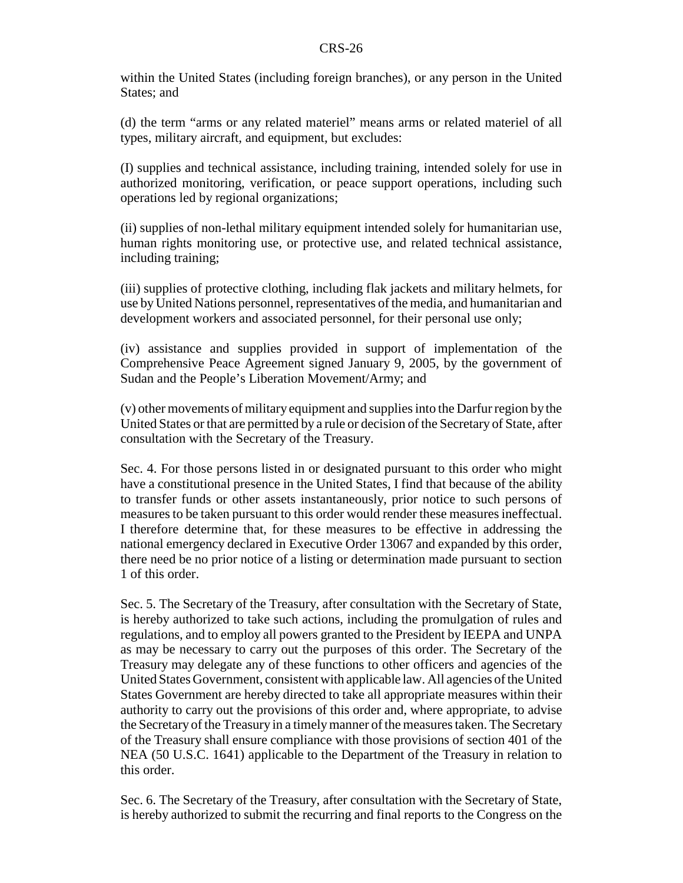within the United States (including foreign branches), or any person in the United States; and

(d) the term “arms or any related materiel” means arms or related materiel of all types, military aircraft, and equipment, but excludes:

(I) supplies and technical assistance, including training, intended solely for use in authorized monitoring, verification, or peace support operations, including such operations led by regional organizations;

(ii) supplies of non-lethal military equipment intended solely for humanitarian use, human rights monitoring use, or protective use, and related technical assistance, including training;

(iii) supplies of protective clothing, including flak jackets and military helmets, for use by United Nations personnel, representatives of the media, and humanitarian and development workers and associated personnel, for their personal use only;

(iv) assistance and supplies provided in support of implementation of the Comprehensive Peace Agreement signed January 9, 2005, by the government of Sudan and the People’s Liberation Movement/Army; and

(v) other movements of military equipment and supplies into the Darfur region by the United States or that are permitted by a rule or decision of the Secretary of State, after consultation with the Secretary of the Treasury.

Sec. 4. For those persons listed in or designated pursuant to this order who might have a constitutional presence in the United States, I find that because of the ability to transfer funds or other assets instantaneously, prior notice to such persons of measures to be taken pursuant to this order would render these measures ineffectual. I therefore determine that, for these measures to be effective in addressing the national emergency declared in Executive Order 13067 and expanded by this order, there need be no prior notice of a listing or determination made pursuant to section 1 of this order.

Sec. 5. The Secretary of the Treasury, after consultation with the Secretary of State, is hereby authorized to take such actions, including the promulgation of rules and regulations, and to employ all powers granted to the President by IEEPA and UNPA as may be necessary to carry out the purposes of this order. The Secretary of the Treasury may delegate any of these functions to other officers and agencies of the United States Government, consistent with applicable law. All agencies of the United States Government are hereby directed to take all appropriate measures within their authority to carry out the provisions of this order and, where appropriate, to advise the Secretary of the Treasury in a timely manner of the measures taken. The Secretary of the Treasury shall ensure compliance with those provisions of section 401 of the NEA (50 U.S.C. 1641) applicable to the Department of the Treasury in relation to this order.

Sec. 6. The Secretary of the Treasury, after consultation with the Secretary of State, is hereby authorized to submit the recurring and final reports to the Congress on the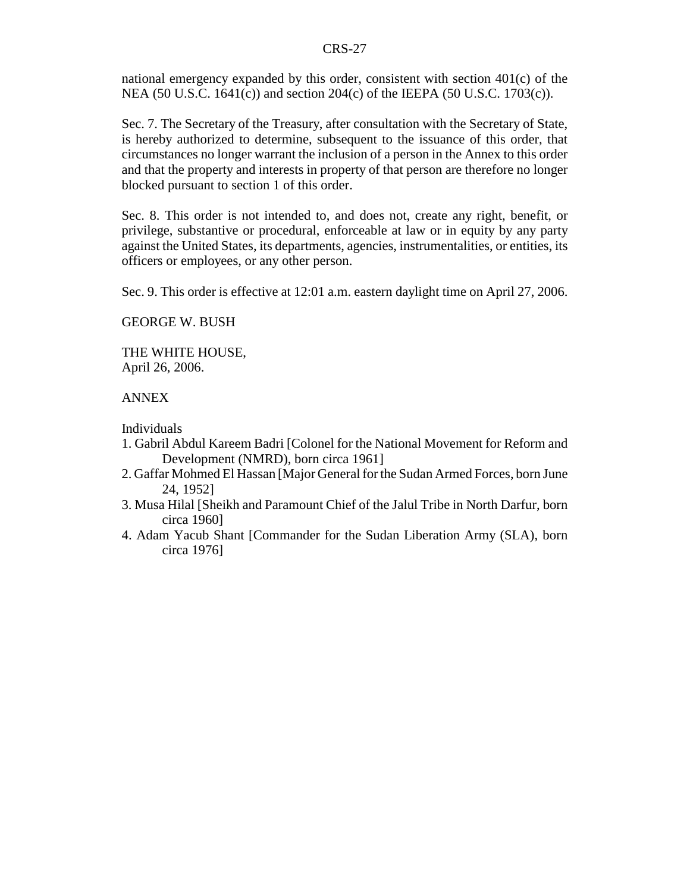national emergency expanded by this order, consistent with section 401(c) of the NEA (50 U.S.C. 1641(c)) and section 204(c) of the IEEPA (50 U.S.C. 1703(c)).

Sec. 7. The Secretary of the Treasury, after consultation with the Secretary of State, is hereby authorized to determine, subsequent to the issuance of this order, that circumstances no longer warrant the inclusion of a person in the Annex to this order and that the property and interests in property of that person are therefore no longer blocked pursuant to section 1 of this order.

Sec. 8. This order is not intended to, and does not, create any right, benefit, or privilege, substantive or procedural, enforceable at law or in equity by any party against the United States, its departments, agencies, instrumentalities, or entities, its officers or employees, or any other person.

Sec. 9. This order is effective at 12:01 a.m. eastern daylight time on April 27, 2006.

GEORGE W. BUSH

THE WHITE HOUSE,
April 26, 2006.

ANNEX

Individuals

1. Gabril Abdul Kareem Badri [Colonel for the National Movement for Reform and Development (NMRD), born circa 1961]
2. Gaffar Mohmed El Hassan [Major General for the Sudan Armed Forces, born June 24, 1952]
3. Musa Hilal [Sheikh and Paramount Chief of the Jalul Tribe in North Darfur, born circa 1960]
4. Adam Yacub Shant [Commander for the Sudan Liberation Army (SLA), born circa 1976]